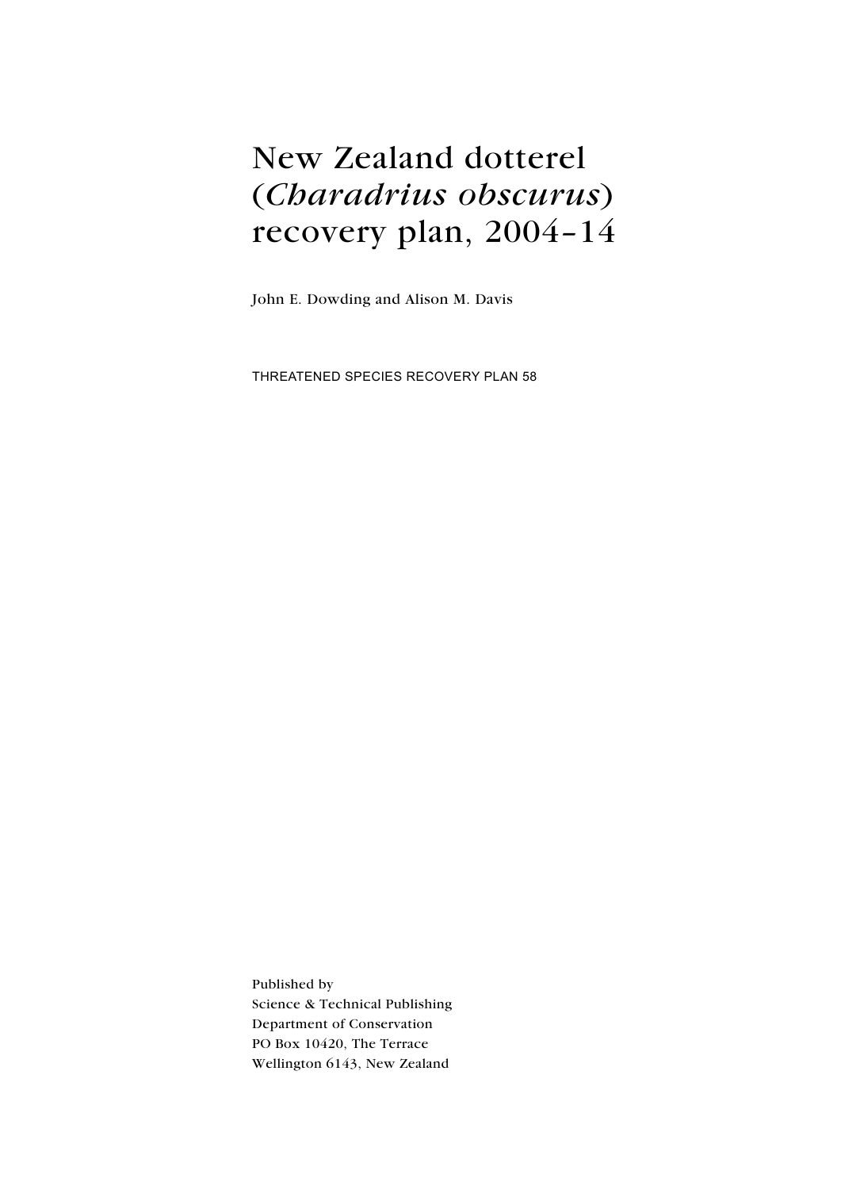# New Zealand dotterel (*Charadrius obscurus*) recovery plan, 2004–14

John E. Dowding and Alison M. Davis

THREATENED SPECIES RECOVERY PLAN 58

Published by
Science & Technical Publishing
Department of Conservation
PO Box 10420, The Terrace
Wellington 6143, New Zealand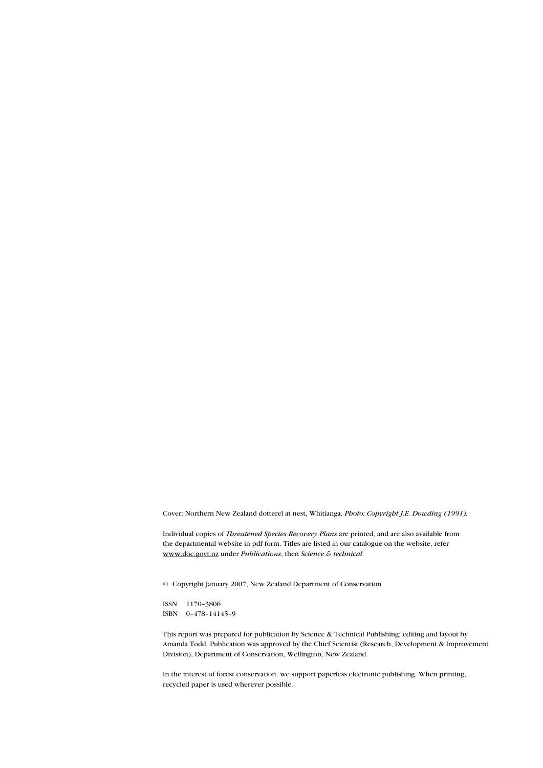Cover: Northern New Zealand dotterel at nest, Whitianga. *Photo: Copyright J.E. Dowding (1991).*

Individual copies of *Threatened Species Recovery Plans* are printed, and are also available from the departmental website in pdf form. Titles are listed in our catalogue on the website, refer www.doc.govt.nz under *Publications*, then *Science & technical*.

© Copyright January 2007, New Zealand Department of Conservation

ISSN 1170–3806
ISBN 0–478–14145–9

This report was prepared for publication by Science & Technical Publishing; editing and layout by Amanda Todd. Publication was approved by the Chief Scientist (Research, Development & Improvement Division), Department of Conservation, Wellington, New Zealand.

In the interest of forest conservation, we support paperless electronic publishing. When printing, recycled paper is used wherever possible.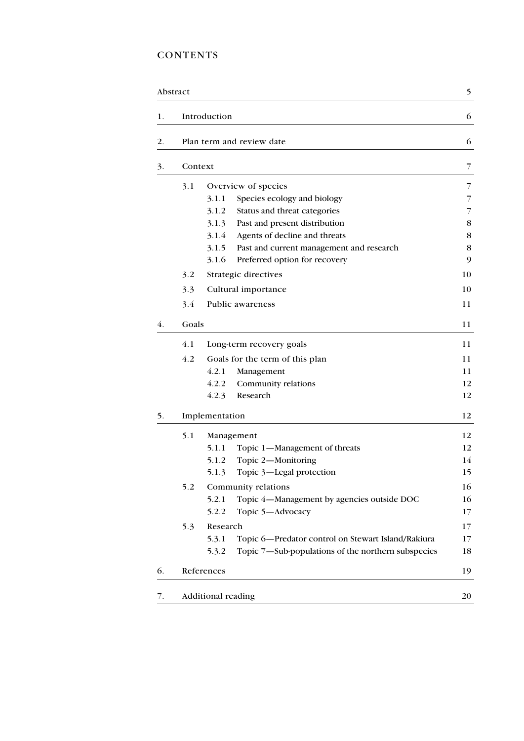# CONTENTS

| | | | |
|---|---|---|---|
| Abstract | | | 5 |
| 1. | Introduction | | 6 |
| 2. | Plan term and review date | | 6 |
| 3. | Context | | 7 |
| | 3.1 | Overview of species | 7 |
| | | 3.1.1 Species ecology and biology | 7 |
| | | 3.1.2 Status and threat categories | 7 |
| | | 3.1.3 Past and present distribution | 8 |
| | | 3.1.4 Agents of decline and threats | 8 |
| | | 3.1.5 Past and current management and research | 8 |
| | | 3.1.6 Preferred option for recovery | 9 |
| | 3.2 | Strategic directives | 10 |
| | 3.3 | Cultural importance | 10 |
| | 3.4 | Public awareness | 11 |
| 4. | Goals | | 11 |
| | 4.1 | Long-term recovery goals | 11 |
| | 4.2 | Goals for the term of this plan | 11 |
| | | 4.2.1 Management | 11 |
| | | 4.2.2 Community relations | 12 |
| | | 4.2.3 Research | 12 |
| 5. | Implementation | | 12 |
| | 5.1 | Management | 12 |
| | | 5.1.1 Topic 1—Management of threats | 12 |
| | | 5.1.2 Topic 2—Monitoring | 14 |
| | | 5.1.3 Topic 3—Legal protection | 15 |
| | 5.2 | Community relations | 16 |
| | | 5.2.1 Topic 4—Management by agencies outside DOC | 16 |
| | | 5.2.2 Topic 5—Advocacy | 17 |
| | 5.3 | Research | 17 |
| | | 5.3.1 Topic 6—Predator control on Stewart Island/Rakiura | 17 |
| | | 5.3.2 Topic 7—Sub-populations of the northern subspecies | 18 |
| 6. | References | | 19 |
| 7. | Additional reading | | 20 |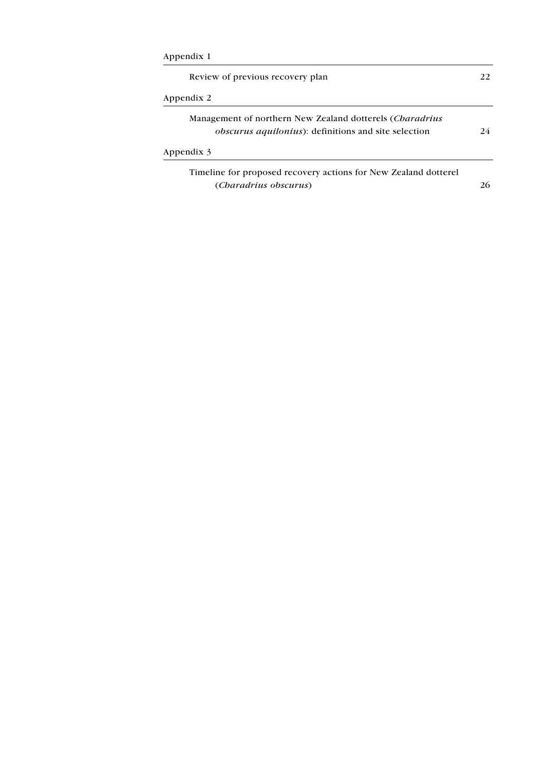Appendix 1

Review of previous recovery plan 22

Appendix 2

Management of northern New Zealand dotterels (*Charadrius obscurus aquilonius*): definitions and site selection 24

Appendix 3

Timeline for proposed recovery actions for New Zealand dotterel (*Charadrius obscurus*) 26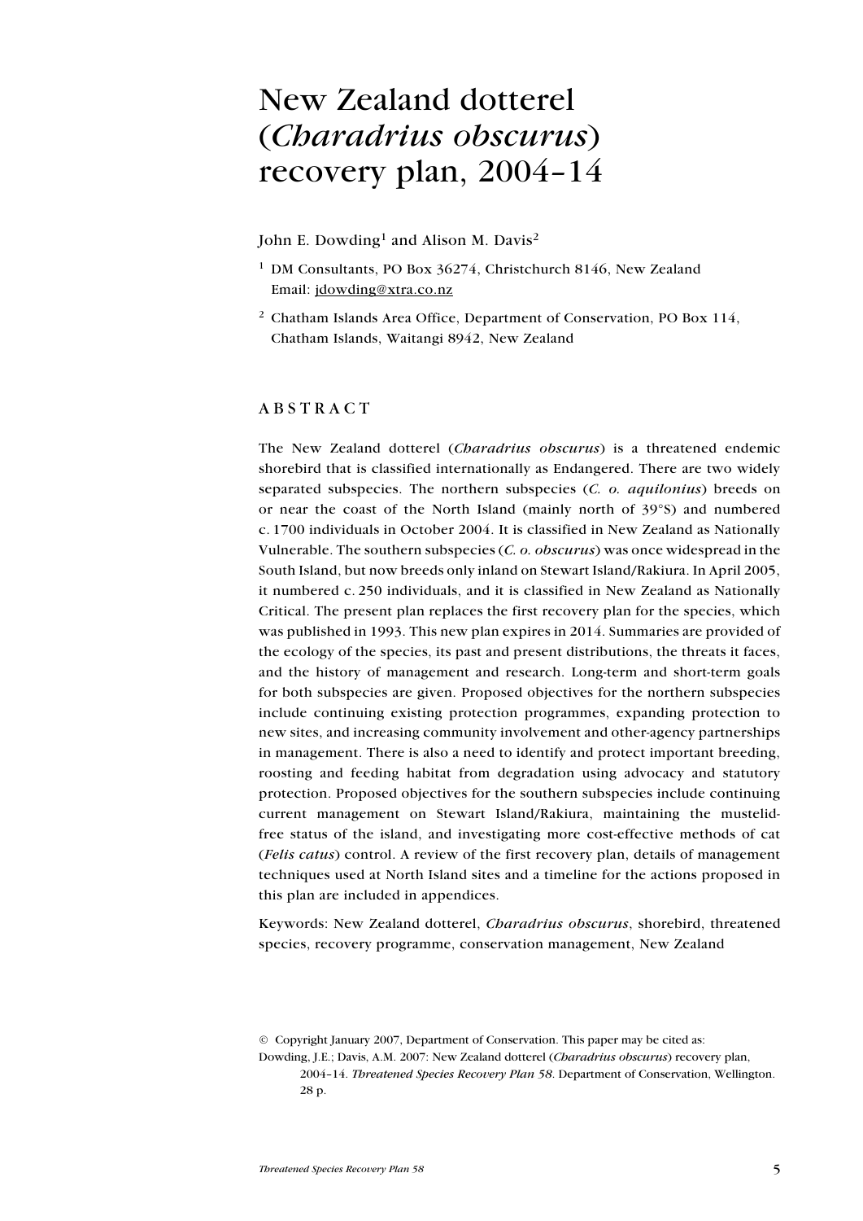# New Zealand dotterel (*Charadrius obscurus*) recovery plan, 2004–14

John E. Dowding[1] and Alison M. Davis[2]

[1] DM Consultants, PO Box 36274, Christchurch 8146, New Zealand
Email: jdowding@xtra.co.nz

[2] Chatham Islands Area Office, Department of Conservation, PO Box 114, Chatham Islands, Waitangi 8942, New Zealand

## ABSTRACT

The New Zealand dotterel (*Charadrius obscurus*) is a threatened endemic shorebird that is classified internationally as Endangered. There are two widely separated subspecies. The northern subspecies (*C. o. aquilonius*) breeds on or near the coast of the North Island (mainly north of 39°S) and numbered c. 1700 individuals in October 2004. It is classified in New Zealand as Nationally Vulnerable. The southern subspecies (*C. o. obscurus*) was once widespread in the South Island, but now breeds only inland on Stewart Island/Rakiura. In April 2005, it numbered c. 250 individuals, and it is classified in New Zealand as Nationally Critical. The present plan replaces the first recovery plan for the species, which was published in 1993. This new plan expires in 2014. Summaries are provided of the ecology of the species, its past and present distributions, the threats it faces, and the history of management and research. Long-term and short-term goals for both subspecies are given. Proposed objectives for the northern subspecies include continuing existing protection programmes, expanding protection to new sites, and increasing community involvement and other-agency partnerships in management. There is also a need to identify and protect important breeding, roosting and feeding habitat from degradation using advocacy and statutory protection. Proposed objectives for the southern subspecies include continuing current management on Stewart Island/Rakiura, maintaining the mustelid-free status of the island, and investigating more cost-effective methods of cat (*Felis catus*) control. A review of the first recovery plan, details of management techniques used at North Island sites and a timeline for the actions proposed in this plan are included in appendices.

Keywords: New Zealand dotterel, *Charadrius obscurus*, shorebird, threatened species, recovery programme, conservation management, New Zealand

© Copyright January 2007, Department of Conservation. This paper may be cited as:
Dowding, J.E.; Davis, A.M. 2007: New Zealand dotterel (*Charadrius obscurus*) recovery plan, 2004–14. *Threatened Species Recovery Plan 58*. Department of Conservation, Wellington. 28 p.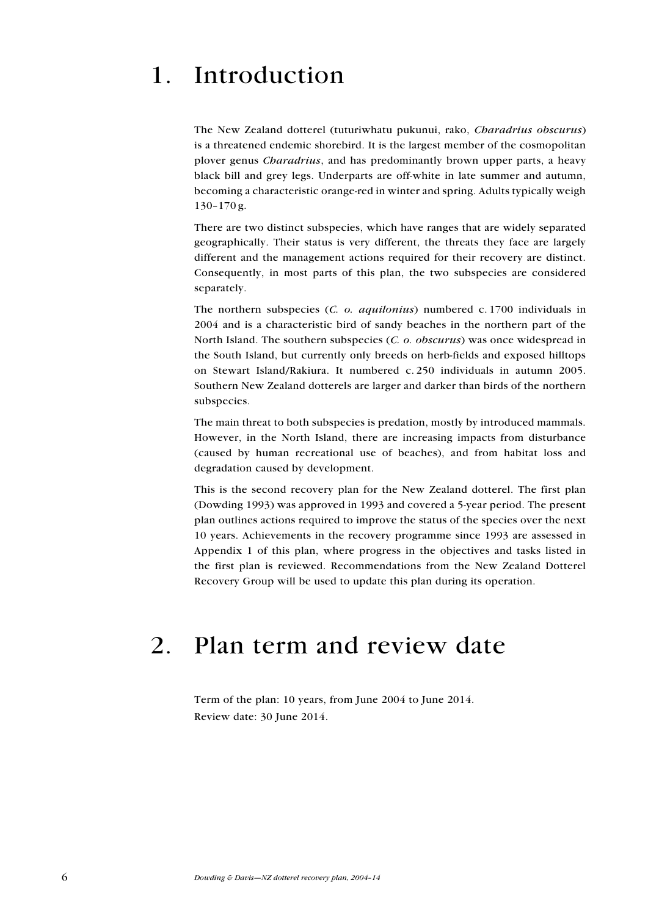# 1. Introduction

The New Zealand dotterel (tuturiwhatu pukunui, rako, *Charadrius obscurus*) is a threatened endemic shorebird. It is the largest member of the cosmopolitan plover genus *Charadrius*, and has predominantly brown upper parts, a heavy black bill and grey legs. Underparts are off-white in late summer and autumn, becoming a characteristic orange-red in winter and spring. Adults typically weigh 130–170 g.

There are two distinct subspecies, which have ranges that are widely separated geographically. Their status is very different, the threats they face are largely different and the management actions required for their recovery are distinct. Consequently, in most parts of this plan, the two subspecies are considered separately.

The northern subspecies (*C. o. aquilonius*) numbered c. 1700 individuals in 2004 and is a characteristic bird of sandy beaches in the northern part of the North Island. The southern subspecies (*C. o. obscurus*) was once widespread in the South Island, but currently only breeds on herb-fields and exposed hilltops on Stewart Island/Rakiura. It numbered c. 250 individuals in autumn 2005. Southern New Zealand dotterels are larger and darker than birds of the northern subspecies.

The main threat to both subspecies is predation, mostly by introduced mammals. However, in the North Island, there are increasing impacts from disturbance (caused by human recreational use of beaches), and from habitat loss and degradation caused by development.

This is the second recovery plan for the New Zealand dotterel. The first plan (Dowding 1993) was approved in 1993 and covered a 5-year period. The present plan outlines actions required to improve the status of the species over the next 10 years. Achievements in the recovery programme since 1993 are assessed in Appendix 1 of this plan, where progress in the objectives and tasks listed in the first plan is reviewed. Recommendations from the New Zealand Dotterel Recovery Group will be used to update this plan during its operation.

# 2. Plan term and review date

Term of the plan: 10 years, from June 2004 to June 2014.
Review date: 30 June 2014.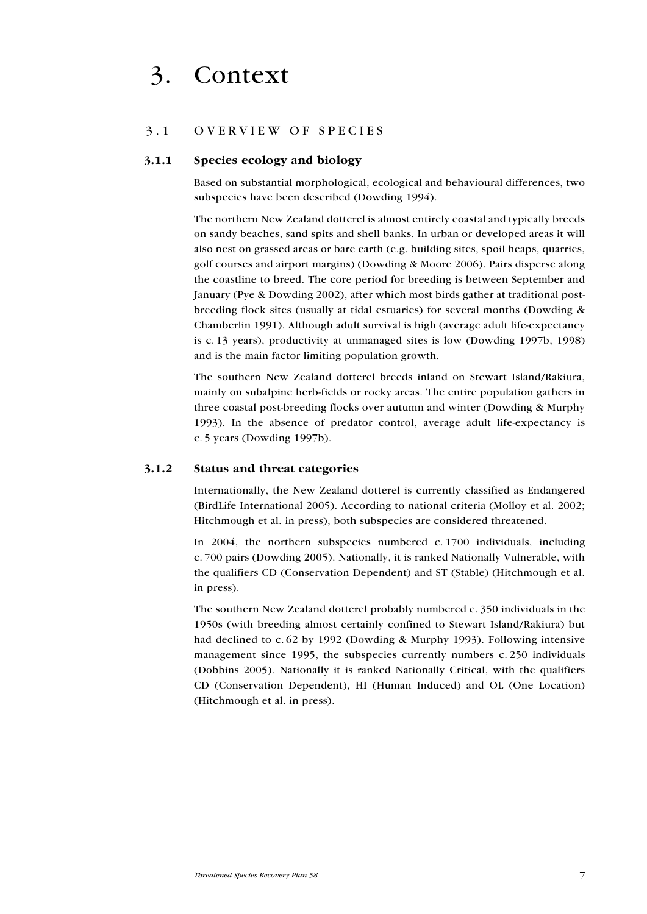# 3. Context

## 3.1 OVERVIEW OF SPECIES

### 3.1.1 Species ecology and biology

Based on substantial morphological, ecological and behavioural differences, two subspecies have been described (Dowding 1994).

The northern New Zealand dotterel is almost entirely coastal and typically breeds on sandy beaches, sand spits and shell banks. In urban or developed areas it will also nest on grassed areas or bare earth (e.g. building sites, spoil heaps, quarries, golf courses and airport margins) (Dowding & Moore 2006). Pairs disperse along the coastline to breed. The core period for breeding is between September and January (Pye & Dowding 2002), after which most birds gather at traditional post-breeding flock sites (usually at tidal estuaries) for several months (Dowding & Chamberlin 1991). Although adult survival is high (average adult life-expectancy is c. 13 years), productivity at unmanaged sites is low (Dowding 1997b, 1998) and is the main factor limiting population growth.

The southern New Zealand dotterel breeds inland on Stewart Island/Rakiura, mainly on subalpine herb-fields or rocky areas. The entire population gathers in three coastal post-breeding flocks over autumn and winter (Dowding & Murphy 1993). In the absence of predator control, average adult life-expectancy is c. 5 years (Dowding 1997b).

### 3.1.2 Status and threat categories

Internationally, the New Zealand dotterel is currently classified as Endangered (BirdLife International 2005). According to national criteria (Molloy et al. 2002; Hitchmough et al. in press), both subspecies are considered threatened.

In 2004, the northern subspecies numbered c. 1700 individuals, including c. 700 pairs (Dowding 2005). Nationally, it is ranked Nationally Vulnerable, with the qualifiers CD (Conservation Dependent) and ST (Stable) (Hitchmough et al. in press).

The southern New Zealand dotterel probably numbered c. 350 individuals in the 1950s (with breeding almost certainly confined to Stewart Island/Rakiura) but had declined to c. 62 by 1992 (Dowding & Murphy 1993). Following intensive management since 1995, the subspecies currently numbers c. 250 individuals (Dobbins 2005). Nationally it is ranked Nationally Critical, with the qualifiers CD (Conservation Dependent), HI (Human Induced) and OL (One Location) (Hitchmough et al. in press).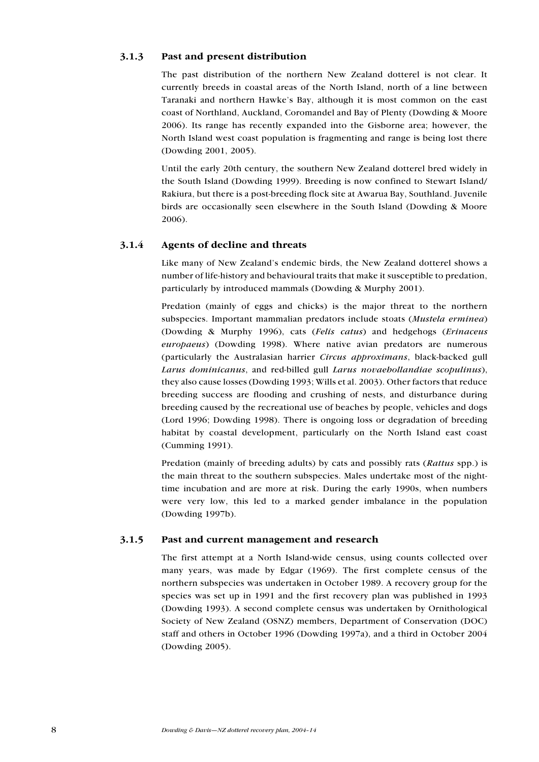### 3.1.3 Past and present distribution

The past distribution of the northern New Zealand dotterel is not clear. It currently breeds in coastal areas of the North Island, north of a line between Taranaki and northern Hawke's Bay, although it is most common on the east coast of Northland, Auckland, Coromandel and Bay of Plenty (Dowding & Moore 2006). Its range has recently expanded into the Gisborne area; however, the North Island west coast population is fragmenting and range is being lost there (Dowding 2001, 2005).

Until the early 20th century, the southern New Zealand dotterel bred widely in the South Island (Dowding 1999). Breeding is now confined to Stewart Island/ Rakiura, but there is a post-breeding flock site at Awarua Bay, Southland. Juvenile birds are occasionally seen elsewhere in the South Island (Dowding & Moore 2006).

### 3.1.4 Agents of decline and threats

Like many of New Zealand's endemic birds, the New Zealand dotterel shows a number of life-history and behavioural traits that make it susceptible to predation, particularly by introduced mammals (Dowding & Murphy 2001).

Predation (mainly of eggs and chicks) is the major threat to the northern subspecies. Important mammalian predators include stoats (*Mustela erminea*) (Dowding & Murphy 1996), cats (*Felis catus*) and hedgehogs (*Erinaceus europaeus*) (Dowding 1998). Where native avian predators are numerous (particularly the Australasian harrier *Circus approximans*, black-backed gull *Larus dominicanus*, and red-billed gull *Larus novaehollandiae scopulinus*), they also cause losses (Dowding 1993; Wills et al. 2003). Other factors that reduce breeding success are flooding and crushing of nests, and disturbance during breeding caused by the recreational use of beaches by people, vehicles and dogs (Lord 1996; Dowding 1998). There is ongoing loss or degradation of breeding habitat by coastal development, particularly on the North Island east coast (Cumming 1991).

Predation (mainly of breeding adults) by cats and possibly rats (*Rattus* spp.) is the main threat to the southern subspecies. Males undertake most of the night-time incubation and are more at risk. During the early 1990s, when numbers were very low, this led to a marked gender imbalance in the population (Dowding 1997b).

### 3.1.5 Past and current management and research

The first attempt at a North Island-wide census, using counts collected over many years, was made by Edgar (1969). The first complete census of the northern subspecies was undertaken in October 1989. A recovery group for the species was set up in 1991 and the first recovery plan was published in 1993 (Dowding 1993). A second complete census was undertaken by Ornithological Society of New Zealand (OSNZ) members, Department of Conservation (DOC) staff and others in October 1996 (Dowding 1997a), and a third in October 2004 (Dowding 2005).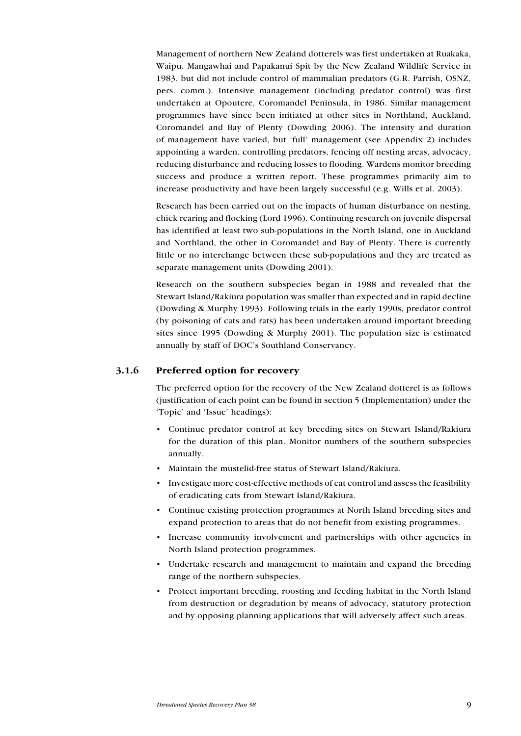Management of northern New Zealand dotterels was first undertaken at Ruakaka, Waipu, Mangawhai and Papakanui Spit by the New Zealand Wildlife Service in 1983, but did not include control of mammalian predators (G.R. Parrish, OSNZ, pers. comm.). Intensive management (including predator control) was first undertaken at Opoutere, Coromandel Peninsula, in 1986. Similar management programmes have since been initiated at other sites in Northland, Auckland, Coromandel and Bay of Plenty (Dowding 2006). The intensity and duration of management have varied, but 'full' management (see Appendix 2) includes appointing a warden, controlling predators, fencing off nesting areas, advocacy, reducing disturbance and reducing losses to flooding. Wardens monitor breeding success and produce a written report. These programmes primarily aim to increase productivity and have been largely successful (e.g. Wills et al. 2003).

Research has been carried out on the impacts of human disturbance on nesting, chick rearing and flocking (Lord 1996). Continuing research on juvenile dispersal has identified at least two sub-populations in the North Island, one in Auckland and Northland, the other in Coromandel and Bay of Plenty. There is currently little or no interchange between these sub-populations and they are treated as separate management units (Dowding 2001).

Research on the southern subspecies began in 1988 and revealed that the Stewart Island/Rakiura population was smaller than expected and in rapid decline (Dowding & Murphy 1993). Following trials in the early 1990s, predator control (by poisoning of cats and rats) has been undertaken around important breeding sites since 1995 (Dowding & Murphy 2001). The population size is estimated annually by staff of DOC's Southland Conservancy.

### 3.1.6 Preferred option for recovery

The preferred option for the recovery of the New Zealand dotterel is as follows (justification of each point can be found in section 5 (Implementation) under the 'Topic' and 'Issue' headings):

- Continue predator control at key breeding sites on Stewart Island/Rakiura for the duration of this plan. Monitor numbers of the southern subspecies annually.
- Maintain the mustelid-free status of Stewart Island/Rakiura.
- Investigate more cost-effective methods of cat control and assess the feasibility of eradicating cats from Stewart Island/Rakiura.
- Continue existing protection programmes at North Island breeding sites and expand protection to areas that do not benefit from existing programmes.
- Increase community involvement and partnerships with other agencies in North Island protection programmes.
- Undertake research and management to maintain and expand the breeding range of the northern subspecies.
- Protect important breeding, roosting and feeding habitat in the North Island from destruction or degradation by means of advocacy, statutory protection and by opposing planning applications that will adversely affect such areas.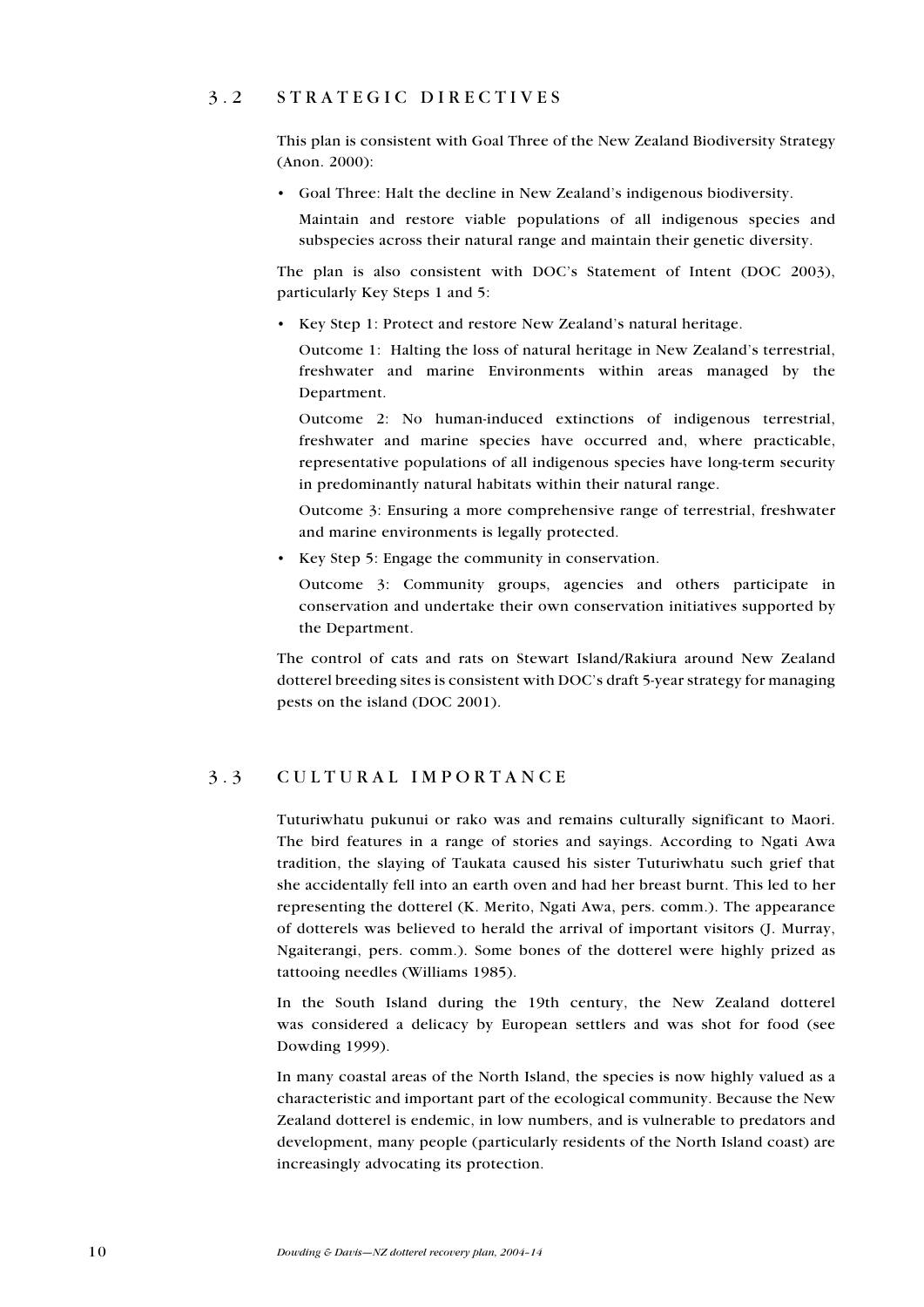## 3.2 STRATEGIC DIRECTIVES

This plan is consistent with Goal Three of the New Zealand Biodiversity Strategy (Anon. 2000):

- Goal Three: Halt the decline in New Zealand's indigenous biodiversity.

  Maintain and restore viable populations of all indigenous species and subspecies across their natural range and maintain their genetic diversity.

The plan is also consistent with DOC's Statement of Intent (DOC 2003), particularly Key Steps 1 and 5:

- Key Step 1: Protect and restore New Zealand's natural heritage.

  Outcome 1: Halting the loss of natural heritage in New Zealand's terrestrial, freshwater and marine Environments within areas managed by the Department.

  Outcome 2: No human-induced extinctions of indigenous terrestrial, freshwater and marine species have occurred and, where practicable, representative populations of all indigenous species have long-term security in predominantly natural habitats within their natural range.

  Outcome 3: Ensuring a more comprehensive range of terrestrial, freshwater and marine environments is legally protected.

- Key Step 5: Engage the community in conservation.

  Outcome 3: Community groups, agencies and others participate in conservation and undertake their own conservation initiatives supported by the Department.

The control of cats and rats on Stewart Island/Rakiura around New Zealand dotterel breeding sites is consistent with DOC's draft 5-year strategy for managing pests on the island (DOC 2001).

## 3.3 CULTURAL IMPORTANCE

Tuturiwhatu pukunui or rako was and remains culturally significant to Maori. The bird features in a range of stories and sayings. According to Ngati Awa tradition, the slaying of Taukata caused his sister Tuturiwhatu such grief that she accidentally fell into an earth oven and had her breast burnt. This led to her representing the dotterel (K. Merito, Ngati Awa, pers. comm.). The appearance of dotterels was believed to herald the arrival of important visitors (J. Murray, Ngaiterangi, pers. comm.). Some bones of the dotterel were highly prized as tattooing needles (Williams 1985).

In the South Island during the 19th century, the New Zealand dotterel was considered a delicacy by European settlers and was shot for food (see Dowding 1999).

In many coastal areas of the North Island, the species is now highly valued as a characteristic and important part of the ecological community. Because the New Zealand dotterel is endemic, in low numbers, and is vulnerable to predators and development, many people (particularly residents of the North Island coast) are increasingly advocating its protection.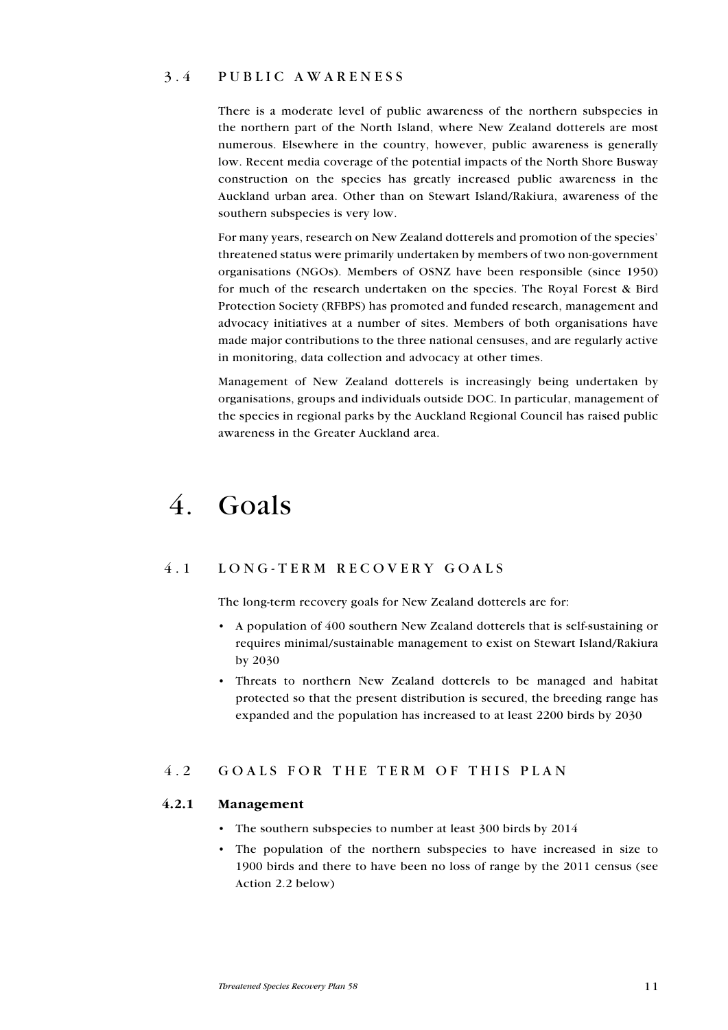### 3.4 PUBLIC AWARENESS

There is a moderate level of public awareness of the northern subspecies in the northern part of the North Island, where New Zealand dotterels are most numerous. Elsewhere in the country, however, public awareness is generally low. Recent media coverage of the potential impacts of the North Shore Busway construction on the species has greatly increased public awareness in the Auckland urban area. Other than on Stewart Island/Rakiura, awareness of the southern subspecies is very low.

For many years, research on New Zealand dotterels and promotion of the species' threatened status were primarily undertaken by members of two non-government organisations (NGOs). Members of OSNZ have been responsible (since 1950) for much of the research undertaken on the species. The Royal Forest & Bird Protection Society (RFBPS) has promoted and funded research, management and advocacy initiatives at a number of sites. Members of both organisations have made major contributions to the three national censuses, and are regularly active in monitoring, data collection and advocacy at other times.

Management of New Zealand dotterels is increasingly being undertaken by organisations, groups and individuals outside DOC. In particular, management of the species in regional parks by the Auckland Regional Council has raised public awareness in the Greater Auckland area.

# 4. Goals

### 4.1 LONG-TERM RECOVERY GOALS

The long-term recovery goals for New Zealand dotterels are for:

- A population of 400 southern New Zealand dotterels that is self-sustaining or requires minimal/sustainable management to exist on Stewart Island/Rakiura by 2030
- Threats to northern New Zealand dotterels to be managed and habitat protected so that the present distribution is secured, the breeding range has expanded and the population has increased to at least 2200 birds by 2030

### 4.2 GOALS FOR THE TERM OF THIS PLAN

#### 4.2.1 Management

- The southern subspecies to number at least 300 birds by 2014
- The population of the northern subspecies to have increased in size to 1900 birds and there to have been no loss of range by the 2011 census (see Action 2.2 below)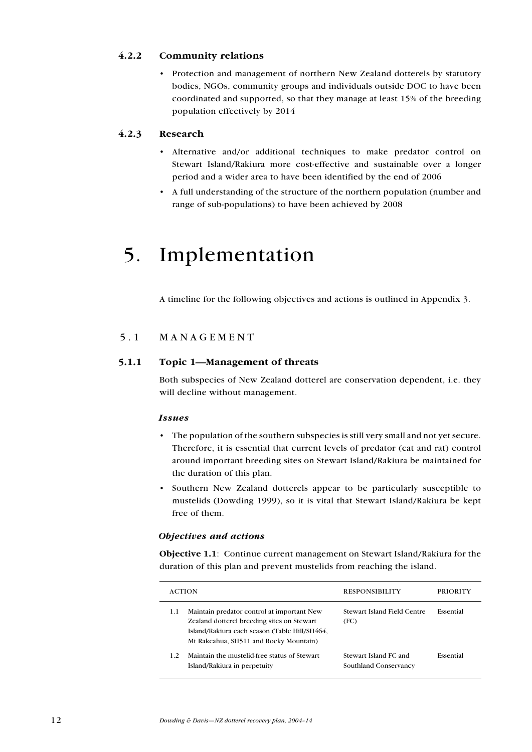### 4.2.2 Community relations

- Protection and management of northern New Zealand dotterels by statutory bodies, NGOs, community groups and individuals outside DOC to have been coordinated and supported, so that they manage at least 15% of the breeding population effectively by 2014

### 4.2.3 Research

- Alternative and/or additional techniques to make predator control on Stewart Island/Rakiura more cost-effective and sustainable over a longer period and a wider area to have been identified by the end of 2006
- A full understanding of the structure of the northern population (number and range of sub-populations) to have been achieved by 2008

# 5. Implementation

A timeline for the following objectives and actions is outlined in Appendix 3.

## 5.1 MANAGEMENT

### 5.1.1 Topic 1—Management of threats

Both subspecies of New Zealand dotterel are conservation dependent, i.e. they will decline without management.

#### *Issues*

- The population of the southern subspecies is still very small and not yet secure. Therefore, it is essential that current levels of predator (cat and rat) control around important breeding sites on Stewart Island/Rakiura be maintained for the duration of this plan.
- Southern New Zealand dotterels appear to be particularly susceptible to mustelids (Dowding 1999), so it is vital that Stewart Island/Rakiura be kept free of them.

#### *Objectives and actions*

**Objective 1.1**: Continue current management on Stewart Island/Rakiura for the duration of this plan and prevent mustelids from reaching the island.

| ACTION | | RESPONSIBILITY | PRIORITY |
|---|---|---|---|
| 1.1 | Maintain predator control at important New Zealand dotterel breeding sites on Stewart Island/Rakiura each season (Table Hill/SH464, Mt Rakeahua, SH511 and Rocky Mountain) | Stewart Island Field Centre (FC) | Essential |
| 1.2 | Maintain the mustelid-free status of Stewart Island/Rakiura in perpetuity | Stewart Island FC and Southland Conservancy | Essential |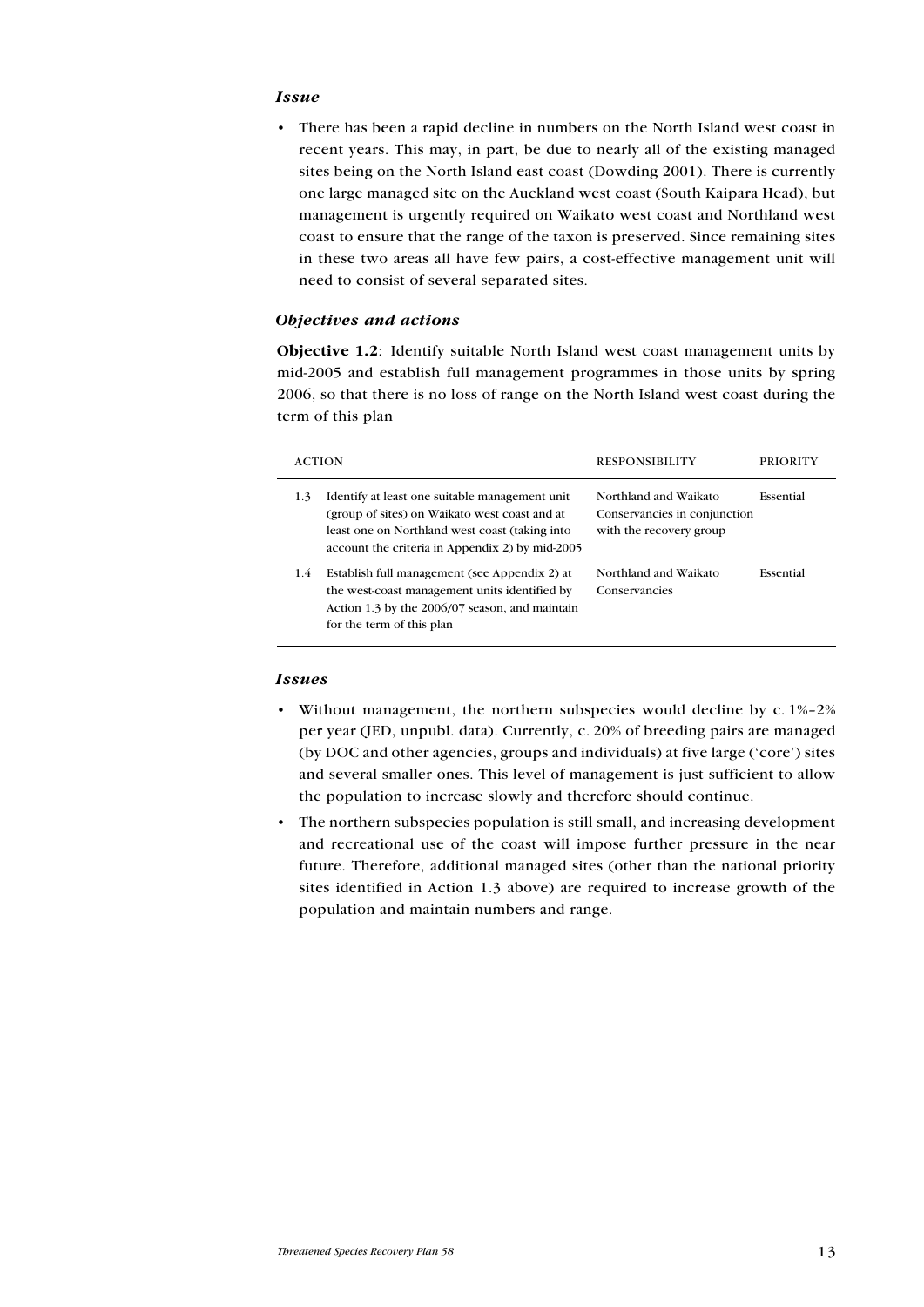### *Issue*

- There has been a rapid decline in numbers on the North Island west coast in recent years. This may, in part, be due to nearly all of the existing managed sites being on the North Island east coast (Dowding 2001). There is currently one large managed site on the Auckland west coast (South Kaipara Head), but management is urgently required on Waikato west coast and Northland west coast to ensure that the range of the taxon is preserved. Since remaining sites in these two areas all have few pairs, a cost-effective management unit will need to consist of several separated sites.

### *Objectives and actions*

**Objective 1.2**: Identify suitable North Island west coast management units by mid-2005 and establish full management programmes in those units by spring 2006, so that there is no loss of range on the North Island west coast during the term of this plan

| ACTION | | RESPONSIBILITY | PRIORITY |
|---|---|---|---|
| 1.3 | Identify at least one suitable management unit (group of sites) on Waikato west coast and at least one on Northland west coast (taking into account the criteria in Appendix 2) by mid-2005 | Northland and Waikato Conservancies in conjunction with the recovery group | Essential |
| 1.4 | Establish full management (see Appendix 2) at the west-coast management units identified by Action 1.3 by the 2006/07 season, and maintain for the term of this plan | Northland and Waikato Conservancies | Essential |

### *Issues*

- Without management, the northern subspecies would decline by c. 1%–2% per year (JED, unpubl. data). Currently, c. 20% of breeding pairs are managed (by DOC and other agencies, groups and individuals) at five large ('core') sites and several smaller ones. This level of management is just sufficient to allow the population to increase slowly and therefore should continue.
- The northern subspecies population is still small, and increasing development and recreational use of the coast will impose further pressure in the near future. Therefore, additional managed sites (other than the national priority sites identified in Action 1.3 above) are required to increase growth of the population and maintain numbers and range.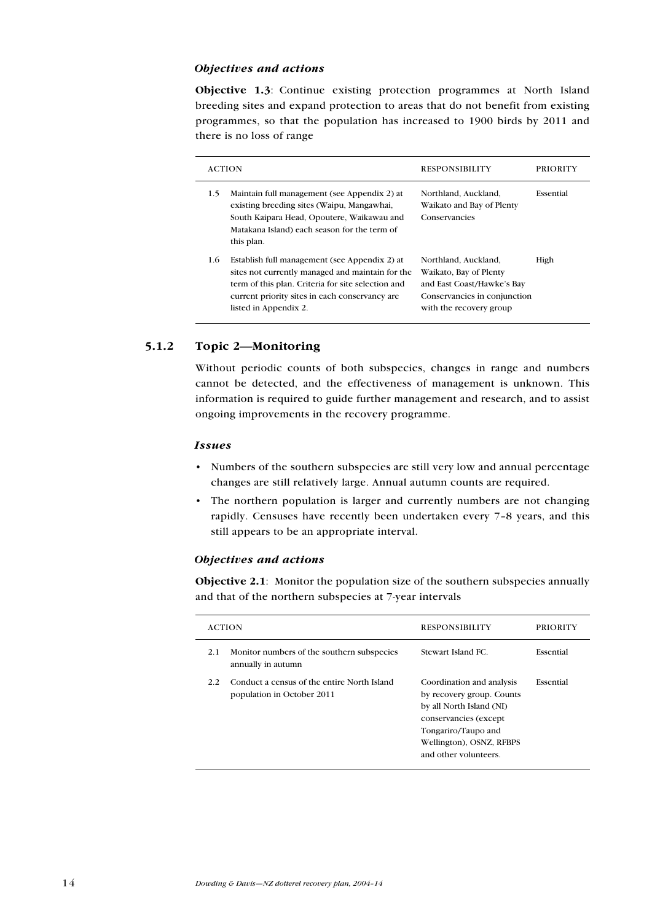### *Objectives and actions*

**Objective 1.3**: Continue existing protection programmes at North Island breeding sites and expand protection to areas that do not benefit from existing programmes, so that the population has increased to 1900 birds by 2011 and there is no loss of range

| | ACTION | RESPONSIBILITY | PRIORITY |
|---|---|---|---|
| 1.5 | Maintain full management (see Appendix 2) at existing breeding sites (Waipu, Mangawhai, South Kaipara Head, Opoutere, Waikawau and Matakana Island) each season for the term of this plan. | Northland, Auckland, Waikato and Bay of Plenty Conservancies | Essential |
| 1.6 | Establish full management (see Appendix 2) at sites not currently managed and maintain for the term of this plan. Criteria for site selection and current priority sites in each conservancy are listed in Appendix 2. | Northland, Auckland, Waikato, Bay of Plenty and East Coast/Hawke's Bay Conservancies in conjunction with the recovery group | High |

## 5.1.2 Topic 2—Monitoring

Without periodic counts of both subspecies, changes in range and numbers cannot be detected, and the effectiveness of management is unknown. This information is required to guide further management and research, and to assist ongoing improvements in the recovery programme.

### *Issues*

- Numbers of the southern subspecies are still very low and annual percentage changes are still relatively large. Annual autumn counts are required.
- The northern population is larger and currently numbers are not changing rapidly. Censuses have recently been undertaken every 7–8 years, and this still appears to be an appropriate interval.

### *Objectives and actions*

**Objective 2.1**: Monitor the population size of the southern subspecies annually and that of the northern subspecies at 7-year intervals

| | ACTION | RESPONSIBILITY | PRIORITY |
|---|---|---|---|
| 2.1 | Monitor numbers of the southern subspecies annually in autumn | Stewart Island FC. | Essential |
| 2.2 | Conduct a census of the entire North Island population in October 2011 | Coordination and analysis by recovery group. Counts by all North Island (NI) conservancies (except Tongariro/Taupo and Wellington), OSNZ, RFBPS and other volunteers. | Essential |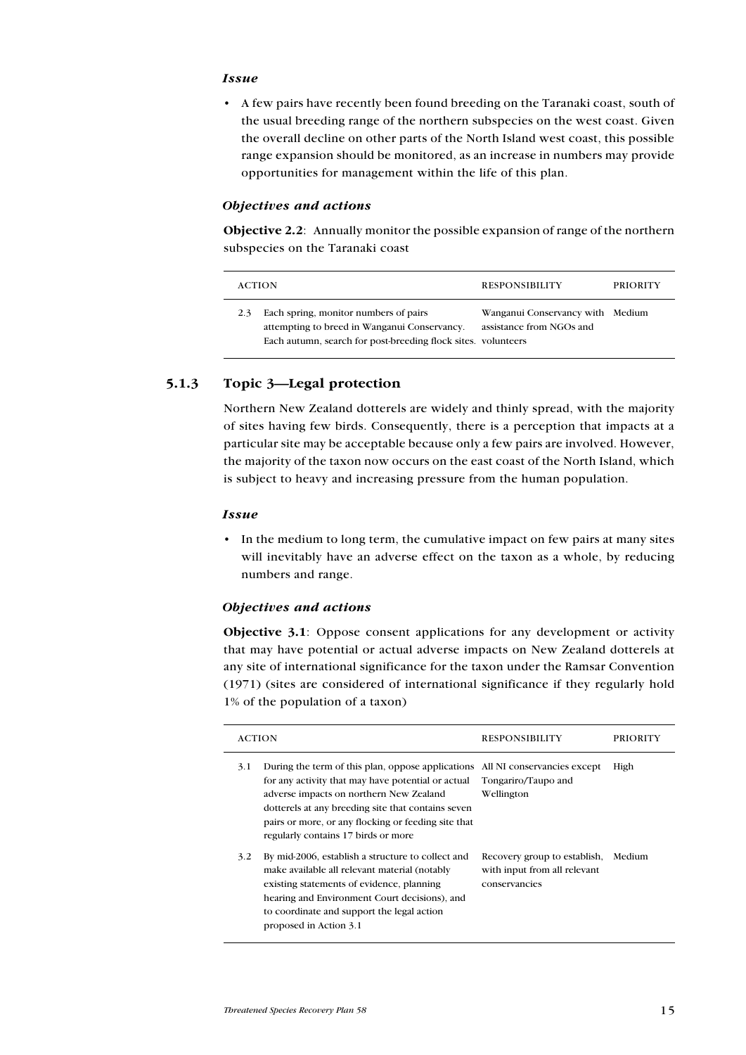*Issue*

- A few pairs have recently been found breeding on the Taranaki coast, south of the usual breeding range of the northern subspecies on the west coast. Given the overall decline on other parts of the North Island west coast, this possible range expansion should be monitored, as an increase in numbers may provide opportunities for management within the life of this plan.

*Objectives and actions*

**Objective 2.2**: Annually monitor the possible expansion of range of the northern subspecies on the Taranaki coast

| ACTION | | RESPONSIBILITY | PRIORITY |
|---|---|---|---|
| 2.3 | Each spring, monitor numbers of pairs attempting to breed in Wanganui Conservancy. Each autumn, search for post-breeding flock sites. | Wanganui Conservancy with assistance from NGOs and volunteers | Medium |

### 5.1.3 Topic 3—Legal protection

Northern New Zealand dotterels are widely and thinly spread, with the majority of sites having few birds. Consequently, there is a perception that impacts at a particular site may be acceptable because only a few pairs are involved. However, the majority of the taxon now occurs on the east coast of the North Island, which is subject to heavy and increasing pressure from the human population.

*Issue*

- In the medium to long term, the cumulative impact on few pairs at many sites will inevitably have an adverse effect on the taxon as a whole, by reducing numbers and range.

*Objectives and actions*

**Objective 3.1**: Oppose consent applications for any development or activity that may have potential or actual adverse impacts on New Zealand dotterels at any site of international significance for the taxon under the Ramsar Convention (1971) (sites are considered of international significance if they regularly hold 1% of the population of a taxon)

| ACTION | | RESPONSIBILITY | PRIORITY |
|---|---|---|---|
| 3.1 | During the term of this plan, oppose applications for any activity that may have potential or actual adverse impacts on northern New Zealand dotterels at any breeding site that contains seven pairs or more, or any flocking or feeding site that regularly contains 17 birds or more | All NI conservancies except Tongariro/Taupo and Wellington | High |
| 3.2 | By mid-2006, establish a structure to collect and make available all relevant material (notably existing statements of evidence, planning hearing and Environment Court decisions), and to coordinate and support the legal action proposed in Action 3.1 | Recovery group to establish, with input from all relevant conservancies | Medium |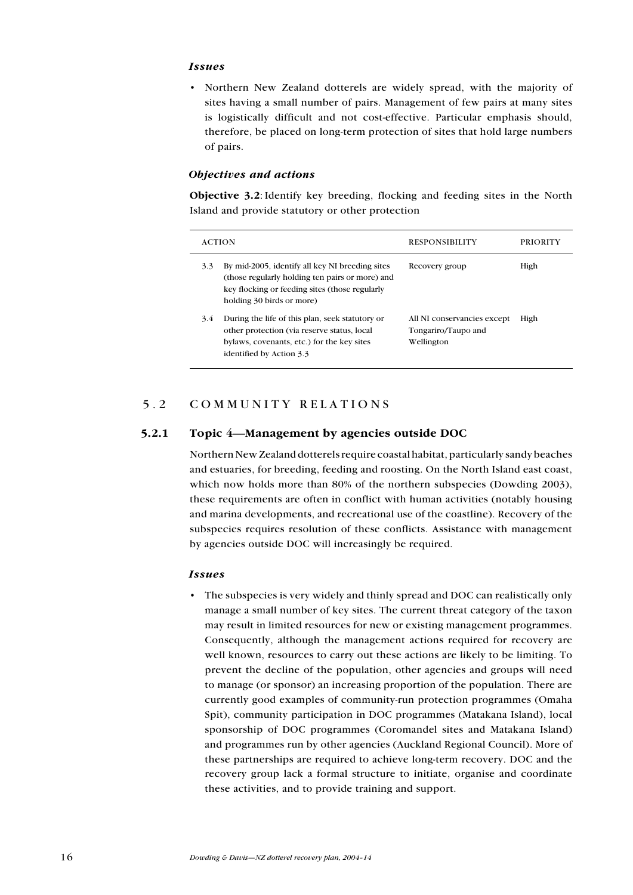*Issues*

- Northern New Zealand dotterels are widely spread, with the majority of sites having a small number of pairs. Management of few pairs at many sites is logistically difficult and not cost-effective. Particular emphasis should, therefore, be placed on long-term protection of sites that hold large numbers of pairs.

*Objectives and actions*

**Objective 3.2**: Identify key breeding, flocking and feeding sites in the North Island and provide statutory or other protection

| ACTION | | RESPONSIBILITY | PRIORITY |
|---|---|---|---|
| 3.3 | By mid-2005, identify all key NI breeding sites (those regularly holding ten pairs or more) and key flocking or feeding sites (those regularly holding 30 birds or more) | Recovery group | High |
| 3.4 | During the life of this plan, seek statutory or other protection (via reserve status, local bylaws, covenants, etc.) for the key sites identified by Action 3.3 | All NI conservancies except Tongariro/Taupo and Wellington | High |

## 5.2 COMMUNITY RELATIONS

### 5.2.1 Topic 4—Management by agencies outside DOC

Northern New Zealand dotterels require coastal habitat, particularly sandy beaches and estuaries, for breeding, feeding and roosting. On the North Island east coast, which now holds more than 80% of the northern subspecies (Dowding 2003), these requirements are often in conflict with human activities (notably housing and marina developments, and recreational use of the coastline). Recovery of the subspecies requires resolution of these conflicts. Assistance with management by agencies outside DOC will increasingly be required.

*Issues*

- The subspecies is very widely and thinly spread and DOC can realistically only manage a small number of key sites. The current threat category of the taxon may result in limited resources for new or existing management programmes. Consequently, although the management actions required for recovery are well known, resources to carry out these actions are likely to be limiting. To prevent the decline of the population, other agencies and groups will need to manage (or sponsor) an increasing proportion of the population. There are currently good examples of community-run protection programmes (Omaha Spit), community participation in DOC programmes (Matakana Island), local sponsorship of DOC programmes (Coromandel sites and Matakana Island) and programmes run by other agencies (Auckland Regional Council). More of these partnerships are required to achieve long-term recovery. DOC and the recovery group lack a formal structure to initiate, organise and coordinate these activities, and to provide training and support.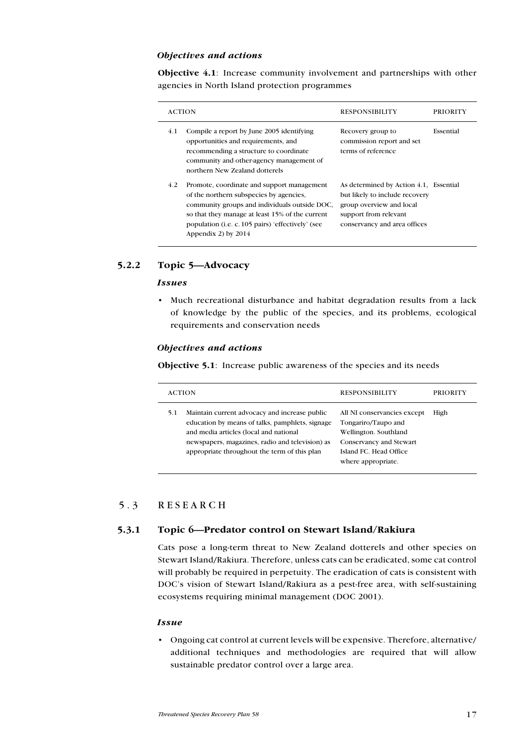### *Objectives and actions*

**Objective 4.1**: Increase community involvement and partnerships with other agencies in North Island protection programmes

| ACTION | | RESPONSIBILITY | PRIORITY |
|---|---|---|---|
| 4.1 | Compile a report by June 2005 identifying opportunities and requirements, and recommending a structure to coordinate community and other-agency management of northern New Zealand dotterels | Recovery group to commission report and set terms of reference | Essential |
| 4.2 | Promote, coordinate and support management of the northern subspecies by agencies, community groups and individuals outside DOC, so that they manage at least 15% of the current population (i.e. c. 105 pairs) 'effectively' (see Appendix 2) by 2014 | As determined by Action 4.1, but likely to include recovery group overview and local support from relevant conservancy and area offices | Essential |

## 5.2.2 Topic 5—Advocacy

### *Issues*

- Much recreational disturbance and habitat degradation results from a lack of knowledge by the public of the species, and its problems, ecological requirements and conservation needs

### *Objectives and actions*

**Objective 5.1**: Increase public awareness of the species and its needs

| ACTION | | RESPONSIBILITY | PRIORITY |
|---|---|---|---|
| 5.1 | Maintain current advocacy and increase public education by means of talks, pamphlets, signage and media articles (local and national newspapers, magazines, radio and television) as appropriate throughout the term of this plan | All NI conservancies except Tongariro/Taupo and Wellington. Southland Conservancy and Stewart Island FC. Head Office where appropriate. | High |

# 5.3 RESEARCH

## 5.3.1 Topic 6—Predator control on Stewart Island/Rakiura

Cats pose a long-term threat to New Zealand dotterels and other species on Stewart Island/Rakiura. Therefore, unless cats can be eradicated, some cat control will probably be required in perpetuity. The eradication of cats is consistent with DOC's vision of Stewart Island/Rakiura as a pest-free area, with self-sustaining ecosystems requiring minimal management (DOC 2001).

### *Issue*

- Ongoing cat control at current levels will be expensive. Therefore, alternative/ additional techniques and methodologies are required that will allow sustainable predator control over a large area.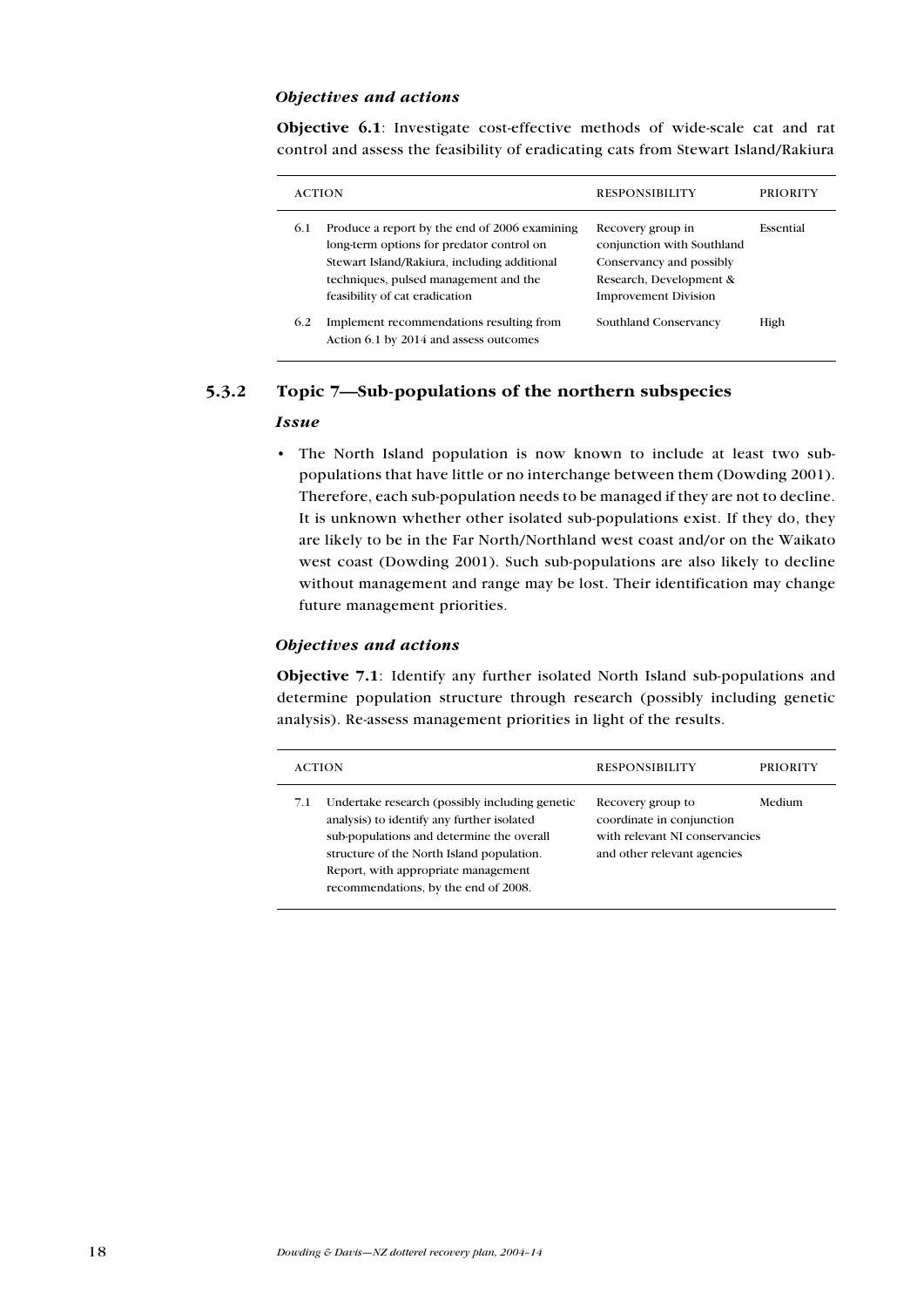*Objectives and actions*

**Objective 6.1**: Investigate cost-effective methods of wide-scale cat and rat control and assess the feasibility of eradicating cats from Stewart Island/Rakiura

| ACTION | | RESPONSIBILITY | PRIORITY |
|---|---|---|---|
| 6.1 | Produce a report by the end of 2006 examining long-term options for predator control on Stewart Island/Rakiura, including additional techniques, pulsed management and the feasibility of cat eradication | Recovery group in conjunction with Southland Conservancy and possibly Research, Development & Improvement Division | Essential |
| 6.2 | Implement recommendations resulting from Action 6.1 by 2014 and assess outcomes | Southland Conservancy | High |

### 5.3.2 Topic 7—Sub-populations of the northern subspecies

*Issue*

- The North Island population is now known to include at least two sub-populations that have little or no interchange between them (Dowding 2001). Therefore, each sub-population needs to be managed if they are not to decline. It is unknown whether other isolated sub-populations exist. If they do, they are likely to be in the Far North/Northland west coast and/or on the Waikato west coast (Dowding 2001). Such sub-populations are also likely to decline without management and range may be lost. Their identification may change future management priorities.

*Objectives and actions*

**Objective 7.1**: Identify any further isolated North Island sub-populations and determine population structure through research (possibly including genetic analysis). Re-assess management priorities in light of the results.

| ACTION | | RESPONSIBILITY | PRIORITY |
|---|---|---|---|
| 7.1 | Undertake research (possibly including genetic analysis) to identify any further isolated sub-populations and determine the overall structure of the North Island population. Report, with appropriate management recommendations, by the end of 2008. | Recovery group to coordinate in conjunction with relevant NI conservancies and other relevant agencies | Medium |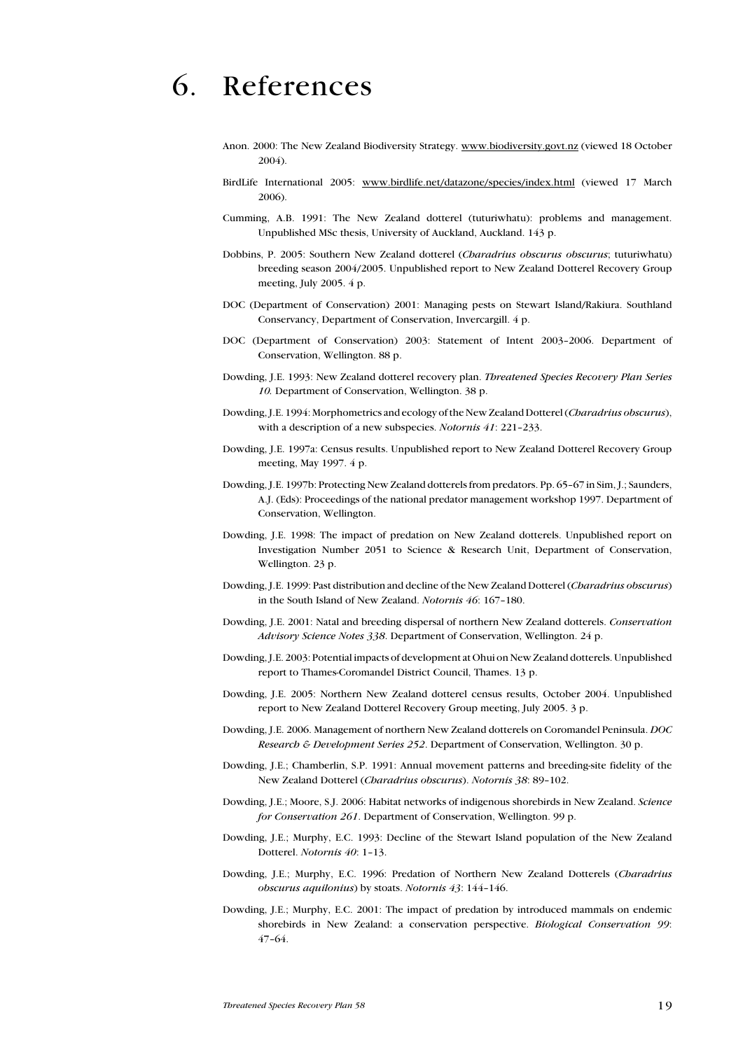# 6. References

Anon. 2000: The New Zealand Biodiversity Strategy. www.biodiversity.govt.nz (viewed 18 October 2004).

BirdLife International 2005: www.birdlife.net/datazone/species/index.html (viewed 17 March 2006).

Cumming, A.B. 1991: The New Zealand dotterel (tuturiwhatu): problems and management. Unpublished MSc thesis, University of Auckland, Auckland. 143 p.

Dobbins, P. 2005: Southern New Zealand dotterel (*Charadrius obscurus obscurus*; tuturiwhatu) breeding season 2004/2005. Unpublished report to New Zealand Dotterel Recovery Group meeting, July 2005. 4 p.

DOC (Department of Conservation) 2001: Managing pests on Stewart Island/Rakiura. Southland Conservancy, Department of Conservation, Invercargill. 4 p.

DOC (Department of Conservation) 2003: Statement of Intent 2003–2006. Department of Conservation, Wellington. 88 p.

Dowding, J.E. 1993: New Zealand dotterel recovery plan. *Threatened Species Recovery Plan Series 10*. Department of Conservation, Wellington. 38 p.

Dowding, J.E. 1994: Morphometrics and ecology of the New Zealand Dotterel (*Charadrius obscurus*), with a description of a new subspecies. *Notornis 41*: 221–233.

Dowding, J.E. 1997a: Census results. Unpublished report to New Zealand Dotterel Recovery Group meeting, May 1997. 4 p.

Dowding, J.E. 1997b: Protecting New Zealand dotterels from predators. Pp. 65–67 in Sim, J.; Saunders, A.J. (Eds): Proceedings of the national predator management workshop 1997. Department of Conservation, Wellington.

Dowding, J.E. 1998: The impact of predation on New Zealand dotterels. Unpublished report on Investigation Number 2051 to Science & Research Unit, Department of Conservation, Wellington. 23 p.

Dowding, J.E. 1999: Past distribution and decline of the New Zealand Dotterel (*Charadrius obscurus*) in the South Island of New Zealand. *Notornis 46*: 167–180.

Dowding, J.E. 2001: Natal and breeding dispersal of northern New Zealand dotterels. *Conservation Advisory Science Notes 338*. Department of Conservation, Wellington. 24 p.

Dowding, J.E. 2003: Potential impacts of development at Ohui on New Zealand dotterels. Unpublished report to Thames-Coromandel District Council, Thames. 13 p.

Dowding, J.E. 2005: Northern New Zealand dotterel census results, October 2004. Unpublished report to New Zealand Dotterel Recovery Group meeting, July 2005. 3 p.

Dowding, J.E. 2006. Management of northern New Zealand dotterels on Coromandel Peninsula. *DOC Research & Development Series 252*. Department of Conservation, Wellington. 30 p.

Dowding, J.E.; Chamberlin, S.P. 1991: Annual movement patterns and breeding-site fidelity of the New Zealand Dotterel (*Charadrius obscurus*). *Notornis 38*: 89–102.

Dowding, J.E.; Moore, S.J. 2006: Habitat networks of indigenous shorebirds in New Zealand. *Science for Conservation 261*. Department of Conservation, Wellington. 99 p.

Dowding, J.E.; Murphy, E.C. 1993: Decline of the Stewart Island population of the New Zealand Dotterel. *Notornis 40*: 1–13.

Dowding, J.E.; Murphy, E.C. 1996: Predation of Northern New Zealand Dotterels (*Charadrius obscurus aquilonius*) by stoats. *Notornis 43*: 144–146.

Dowding, J.E.; Murphy, E.C. 2001: The impact of predation by introduced mammals on endemic shorebirds in New Zealand: a conservation perspective. *Biological Conservation 99*: 47–64.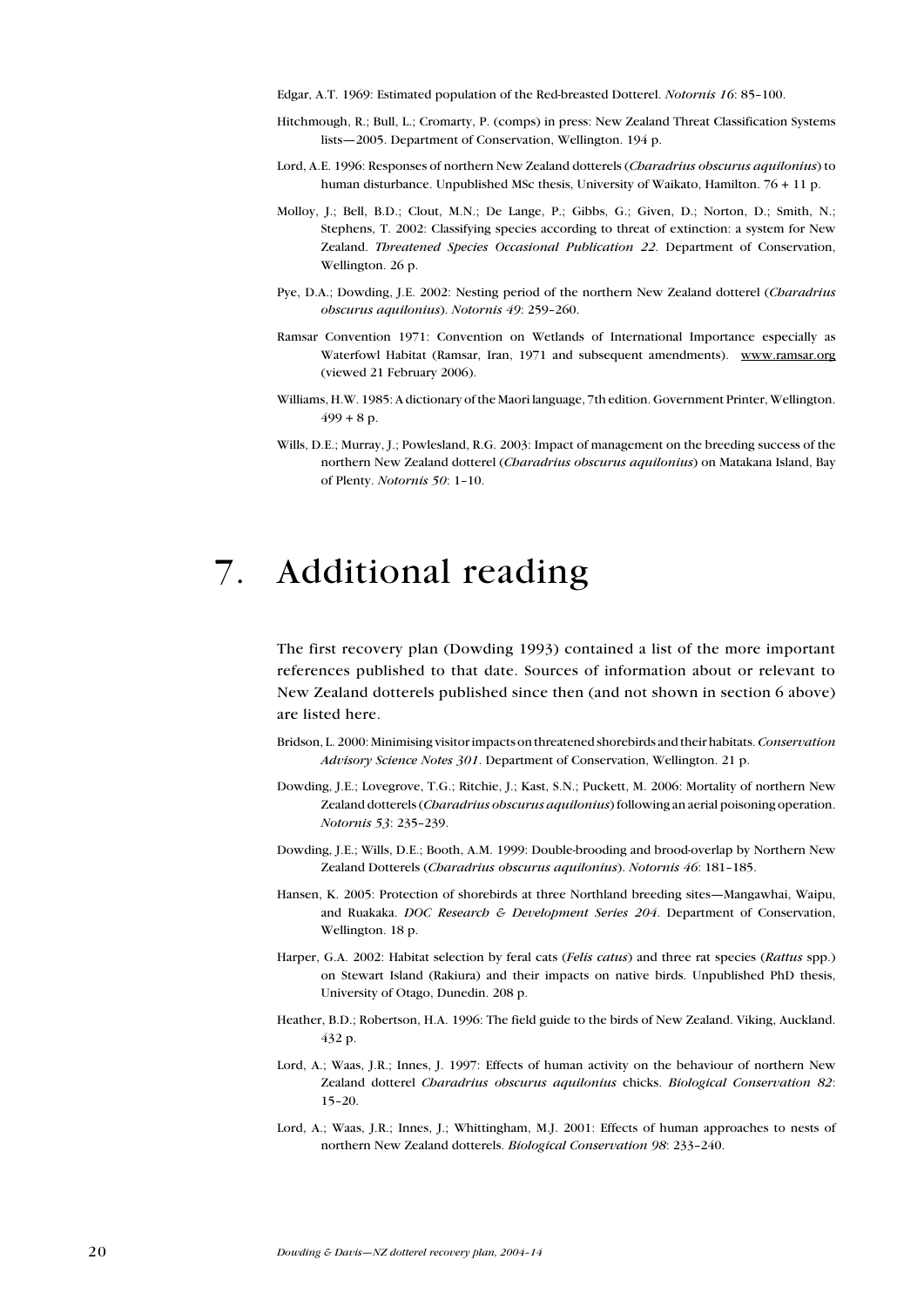Edgar, A.T. 1969: Estimated population of the Red-breasted Dotterel. *Notornis 16*: 85–100.

Hitchmough, R.; Bull, L.; Cromarty, P. (comps) in press: New Zealand Threat Classification Systems lists—2005. Department of Conservation, Wellington. 194 p.

Lord, A.E. 1996: Responses of northern New Zealand dotterels (*Charadrius obscurus aquilonius*) to human disturbance. Unpublished MSc thesis, University of Waikato, Hamilton. 76 + 11 p.

Molloy, J.; Bell, B.D.; Clout, M.N.; De Lange, P.; Gibbs, G.; Given, D.; Norton, D.; Smith, N.; Stephens, T. 2002: Classifying species according to threat of extinction: a system for New Zealand. *Threatened Species Occasional Publication 22*. Department of Conservation, Wellington. 26 p.

Pye, D.A.; Dowding, J.E. 2002: Nesting period of the northern New Zealand dotterel (*Charadrius obscurus aquilonius*). *Notornis 49*: 259–260.

Ramsar Convention 1971: Convention on Wetlands of International Importance especially as Waterfowl Habitat (Ramsar, Iran, 1971 and subsequent amendments). www.ramsar.org (viewed 21 February 2006).

Williams, H.W. 1985: A dictionary of the Maori language, 7th edition. Government Printer, Wellington. 499 + 8 p.

Wills, D.E.; Murray, J.; Powlesland, R.G. 2003: Impact of management on the breeding success of the northern New Zealand dotterel (*Charadrius obscurus aquilonius*) on Matakana Island, Bay of Plenty. *Notornis 50*: 1–10.

# 7. Additional reading

The first recovery plan (Dowding 1993) contained a list of the more important references published to that date. Sources of information about or relevant to New Zealand dotterels published since then (and not shown in section 6 above) are listed here.

Bridson, L. 2000: Minimising visitor impacts on threatened shorebirds and their habitats. *Conservation Advisory Science Notes 301*. Department of Conservation, Wellington. 21 p.

Dowding, J.E.; Lovegrove, T.G.; Ritchie, J.; Kast, S.N.; Puckett, M. 2006: Mortality of northern New Zealand dotterels (*Charadrius obscurus aquilonius*) following an aerial poisoning operation. *Notornis 53*: 235–239.

Dowding, J.E.; Wills, D.E.; Booth, A.M. 1999: Double-brooding and brood-overlap by Northern New Zealand Dotterels (*Charadrius obscurus aquilonius*). *Notornis 46*: 181–185.

Hansen, K. 2005: Protection of shorebirds at three Northland breeding sites—Mangawhai, Waipu, and Ruakaka. *DOC Research & Development Series 204*. Department of Conservation, Wellington. 18 p.

Harper, G.A. 2002: Habitat selection by feral cats (*Felis catus*) and three rat species (*Rattus* spp.) on Stewart Island (Rakiura) and their impacts on native birds. Unpublished PhD thesis, University of Otago, Dunedin. 208 p.

Heather, B.D.; Robertson, H.A. 1996: The field guide to the birds of New Zealand. Viking, Auckland. 432 p.

Lord, A.; Waas, J.R.; Innes, J. 1997: Effects of human activity on the behaviour of northern New Zealand dotterel *Charadrius obscurus aquilonius* chicks. *Biological Conservation 82*: 15–20.

Lord, A.; Waas, J.R.; Innes, J.; Whittingham, M.J. 2001: Effects of human approaches to nests of northern New Zealand dotterels. *Biological Conservation 98*: 233–240.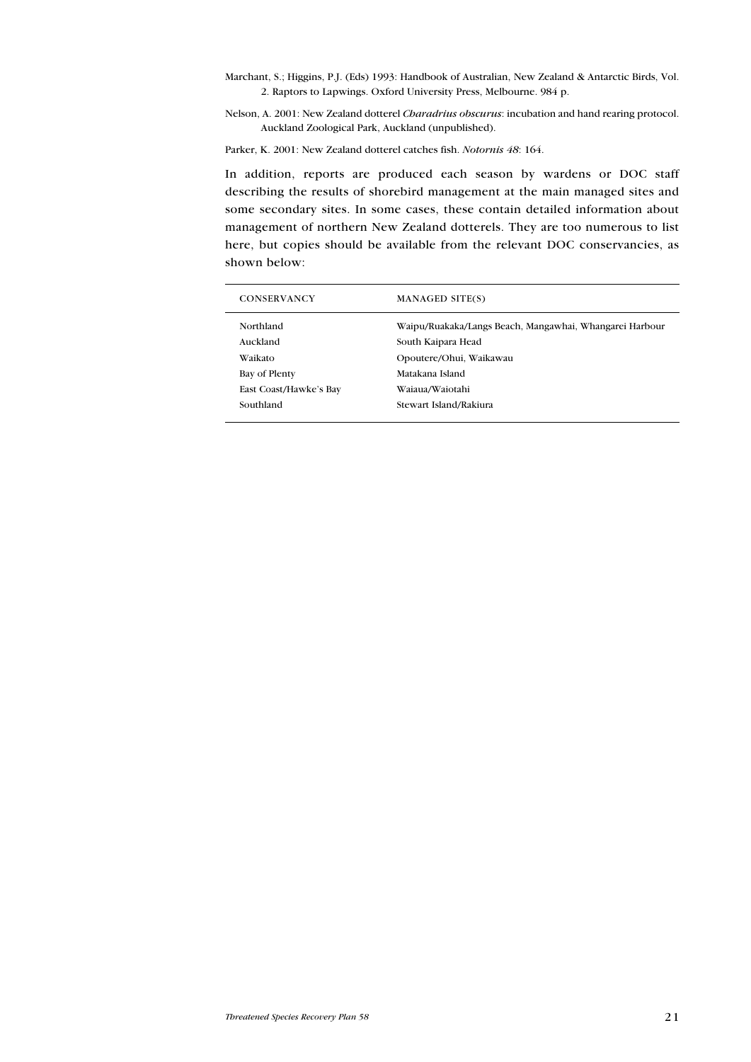Marchant, S.; Higgins, P.J. (Eds) 1993: Handbook of Australian, New Zealand & Antarctic Birds, Vol. 2. Raptors to Lapwings. Oxford University Press, Melbourne. 984 p.

Nelson, A. 2001: New Zealand dotterel *Charadrius obscurus*: incubation and hand rearing protocol. Auckland Zoological Park, Auckland (unpublished).

Parker, K. 2001: New Zealand dotterel catches fish. *Notornis 48*: 164.

In addition, reports are produced each season by wardens or DOC staff describing the results of shorebird management at the main managed sites and some secondary sites. In some cases, these contain detailed information about management of northern New Zealand dotterels. They are too numerous to list here, but copies should be available from the relevant DOC conservancies, as shown below:

| CONSERVANCY | MANAGED SITE(S) |
|---|---|
| Northland | Waipu/Ruakaka/Langs Beach, Mangawhai, Whangarei Harbour |
| Auckland | South Kaipara Head |
| Waikato | Opoutere/Ohui, Waikawau |
| Bay of Plenty | Matakana Island |
| East Coast/Hawke's Bay | Waiaua/Waiotahi |
| Southland | Stewart Island/Rakiura |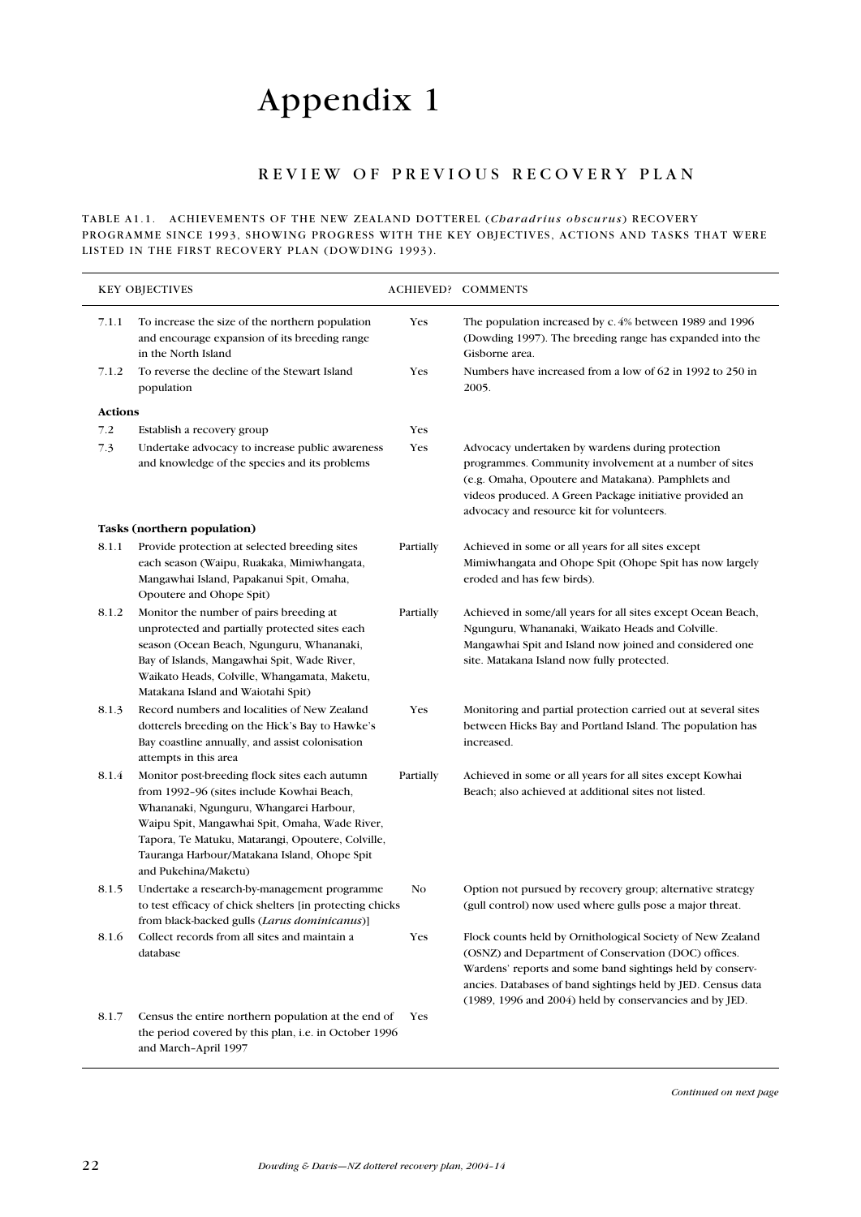# Appendix 1

## REVIEW OF PREVIOUS RECOVERY PLAN

TABLE A1.1. ACHIEVEMENTS OF THE NEW ZEALAND DOTTEREL (*Charadrius obscurus*) RECOVERY PROGRAMME SINCE 1993, SHOWING PROGRESS WITH THE KEY OBJECTIVES, ACTIONS AND TASKS THAT WERE LISTED IN THE FIRST RECOVERY PLAN (DOWDING 1993).

| | KEY OBJECTIVES | ACHIEVED? | COMMENTS |
|---|---|---|---|
| 7.1.1 | To increase the size of the northern population and encourage expansion of its breeding range in the North Island | Yes | The population increased by c. 4% between 1989 and 1996 (Dowding 1997). The breeding range has expanded into the Gisborne area. |
| 7.1.2 | To reverse the decline of the Stewart Island population | Yes | Numbers have increased from a low of 62 in 1992 to 250 in 2005. |
| **Actions** | | | |
| 7.2 | Establish a recovery group | Yes | |
| 7.3 | Undertake advocacy to increase public awareness and knowledge of the species and its problems | Yes | Advocacy undertaken by wardens during protection programmes. Community involvement at a number of sites (e.g. Omaha, Opoutere and Matakana). Pamphlets and videos produced. A Green Package initiative provided an advocacy and resource kit for volunteers. |
| **Tasks (northern population)** | | | |
| 8.1.1 | Provide protection at selected breeding sites each season (Waipu, Ruakaka, Mimiwhangata, Mangawhai Island, Papakanui Spit, Omaha, Opoutere and Ohope Spit) | Partially | Achieved in some or all years for all sites except Mimiwhangata and Ohope Spit (Ohope Spit has now largely eroded and has few birds). |
| 8.1.2 | Monitor the number of pairs breeding at unprotected and partially protected sites each season (Ocean Beach, Ngunguru, Whananaki, Bay of Islands, Mangawhai Spit, Wade River, Waikato Heads, Colville, Whangamata, Maketu, Matakana Island and Waiotahi Spit) | Partially | Achieved in some/all years for all sites except Ocean Beach, Ngunguru, Whananaki, Waikato Heads and Colville. Mangawhai Spit and Island now joined and considered one site. Matakana Island now fully protected. |
| 8.1.3 | Record numbers and localities of New Zealand dotterels breeding on the Hick's Bay to Hawke's Bay coastline annually, and assist colonisation attempts in this area | Yes | Monitoring and partial protection carried out at several sites between Hicks Bay and Portland Island. The population has increased. |
| 8.1.4 | Monitor post-breeding flock sites each autumn from 1992–96 (sites include Kowhai Beach, Whananaki, Ngunguru, Whangarei Harbour, Waipu Spit, Mangawhai Spit, Omaha, Wade River, Tapora, Te Matuku, Matarangi, Opoutere, Colville, Tauranga Harbour/Matakana Island, Ohope Spit and Pukehina/Maketu) | Partially | Achieved in some or all years for all sites except Kowhai Beach; also achieved at additional sites not listed. |
| 8.1.5 | Undertake a research-by-management programme to test efficacy of chick shelters [in protecting chicks from black-backed gulls (*Larus dominicanus*)] | No | Option not pursued by recovery group; alternative strategy (gull control) now used where gulls pose a major threat. |
| 8.1.6 | Collect records from all sites and maintain a database | Yes | Flock counts held by Ornithological Society of New Zealand (OSNZ) and Department of Conservation (DOC) offices. Wardens' reports and some band sightings held by conservancies. Databases of band sightings held by JED. Census data (1989, 1996 and 2004) held by conservancies and by JED. |
| 8.1.7 | Census the entire northern population at the end of the period covered by this plan, i.e. in October 1996 and March–April 1997 | Yes | |

*Continued on next page*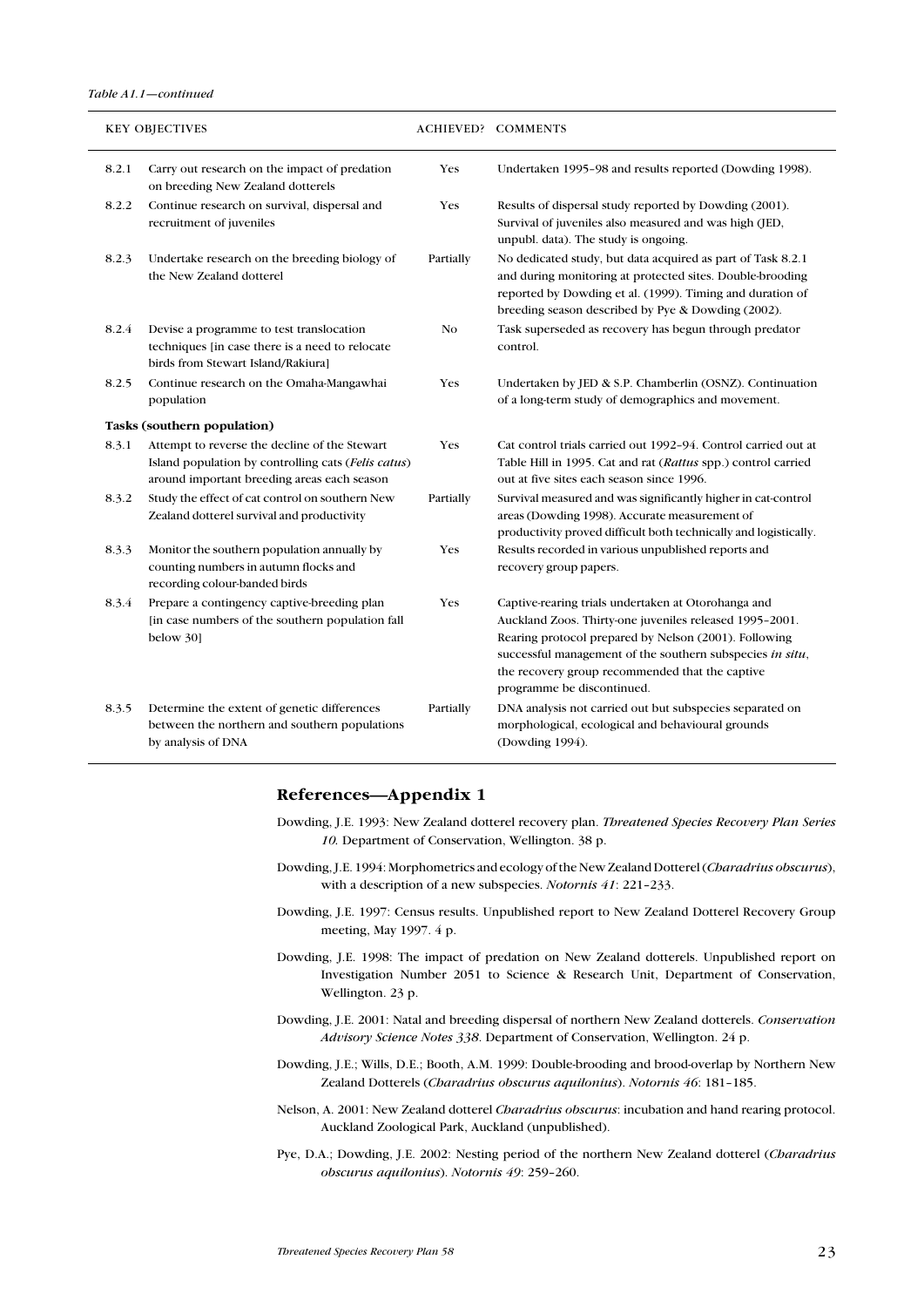*Table A1.1—continued*

| KEY OBJECTIVES | | ACHIEVED? | COMMENTS |
|---|---|---|---|
| 8.2.1 | Carry out research on the impact of predation on breeding New Zealand dotterels | Yes | Undertaken 1995–98 and results reported (Dowding 1998). |
| 8.2.2 | Continue research on survival, dispersal and recruitment of juveniles | Yes | Results of dispersal study reported by Dowding (2001). Survival of juveniles also measured and was high (JED, unpubl. data). The study is ongoing. |
| 8.2.3 | Undertake research on the breeding biology of the New Zealand dotterel | Partially | No dedicated study, but data acquired as part of Task 8.2.1 and during monitoring at protected sites. Double-brooding reported by Dowding et al. (1999). Timing and duration of breeding season described by Pye & Dowding (2002). |
| 8.2.4 | Devise a programme to test translocation techniques [in case there is a need to relocate birds from Stewart Island/Rakiura] | No | Task superseded as recovery has begun through predator control. |
| 8.2.5 | Continue research on the Omaha-Mangawhai population | Yes | Undertaken by JED & S.P. Chamberlin (OSNZ). Continuation of a long-term study of demographics and movement. |
| **Tasks (southern population)** | | | |
| 8.3.1 | Attempt to reverse the decline of the Stewart Island population by controlling cats (*Felis catus*) around important breeding areas each season | Yes | Cat control trials carried out 1992–94. Control carried out at Table Hill in 1995. Cat and rat (*Rattus* spp.) control carried out at five sites each season since 1996. |
| 8.3.2 | Study the effect of cat control on southern New Zealand dotterel survival and productivity | Partially | Survival measured and was significantly higher in cat-control areas (Dowding 1998). Accurate measurement of productivity proved difficult both technically and logistically. |
| 8.3.3 | Monitor the southern population annually by counting numbers in autumn flocks and recording colour-banded birds | Yes | Results recorded in various unpublished reports and recovery group papers. |
| 8.3.4 | Prepare a contingency captive-breeding plan [in case numbers of the southern population fall below 30] | Yes | Captive-rearing trials undertaken at Otorohanga and Auckland Zoos. Thirty-one juveniles released 1995–2001. Rearing protocol prepared by Nelson (2001). Following successful management of the southern subspecies *in situ*, the recovery group recommended that the captive programme be discontinued. |
| 8.3.5 | Determine the extent of genetic differences between the northern and southern populations by analysis of DNA | Partially | DNA analysis not carried out but subspecies separated on morphological, ecological and behavioural grounds (Dowding 1994). |

## References—Appendix 1

Dowding, J.E. 1993: New Zealand dotterel recovery plan. *Threatened Species Recovery Plan Series 10*. Department of Conservation, Wellington. 38 p.

Dowding, J.E. 1994: Morphometrics and ecology of the New Zealand Dotterel (*Charadrius obscurus*), with a description of a new subspecies. *Notornis 41*: 221–233.

Dowding, J.E. 1997: Census results. Unpublished report to New Zealand Dotterel Recovery Group meeting, May 1997. 4 p.

Dowding, J.E. 1998: The impact of predation on New Zealand dotterels. Unpublished report on Investigation Number 2051 to Science & Research Unit, Department of Conservation, Wellington. 23 p.

Dowding, J.E. 2001: Natal and breeding dispersal of northern New Zealand dotterels. *Conservation Advisory Science Notes 338*. Department of Conservation, Wellington. 24 p.

Dowding, J.E.; Wills, D.E.; Booth, A.M. 1999: Double-brooding and brood-overlap by Northern New Zealand Dotterels (*Charadrius obscurus aquilonius*). *Notornis 46*: 181–185.

Nelson, A. 2001: New Zealand dotterel *Charadrius obscurus*: incubation and hand rearing protocol. Auckland Zoological Park, Auckland (unpublished).

Pye, D.A.; Dowding, J.E. 2002: Nesting period of the northern New Zealand dotterel (*Charadrius obscurus aquilonius*). *Notornis 49*: 259–260.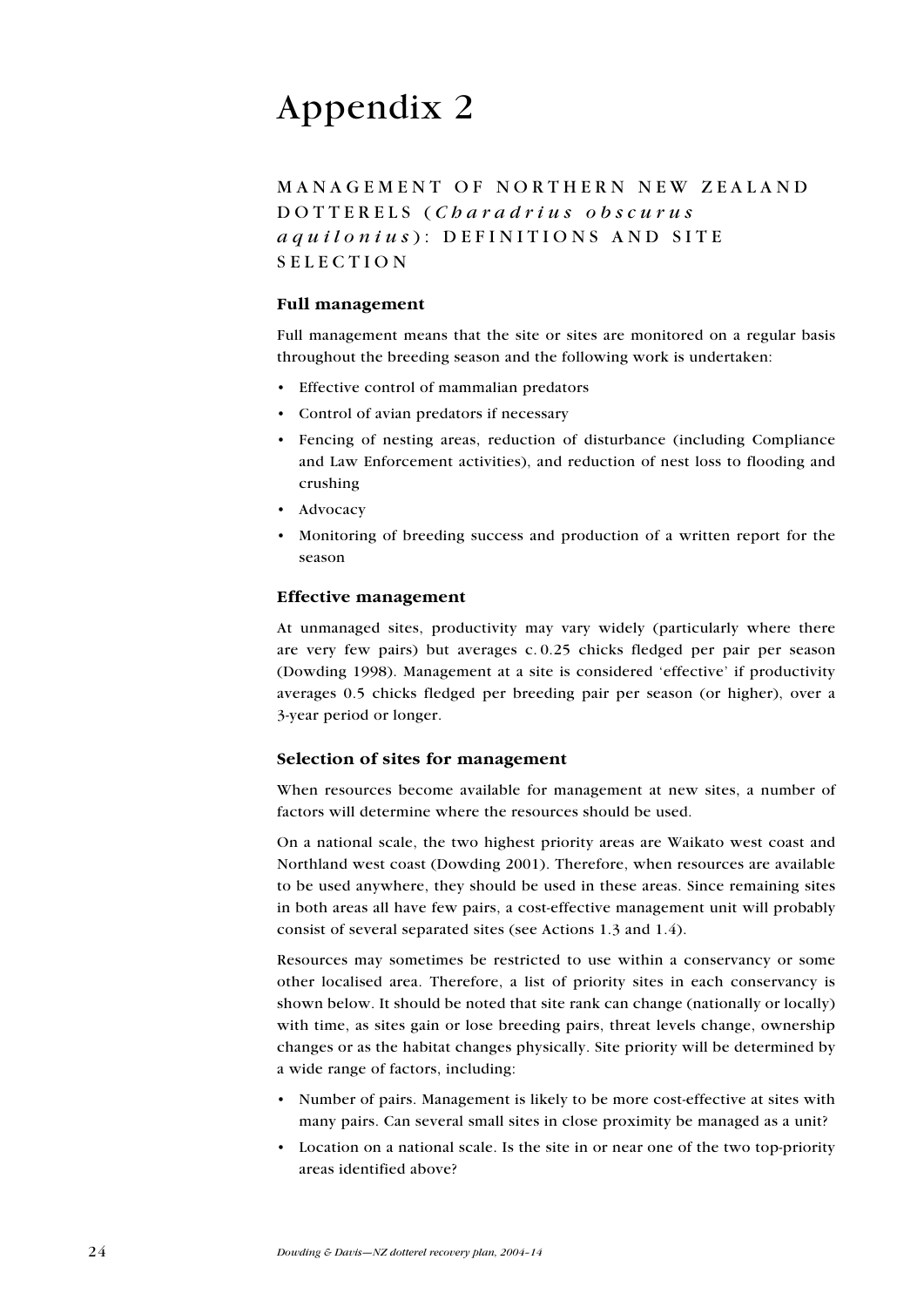# Appendix 2

## MANAGEMENT OF NORTHERN NEW ZEALAND DOTTERELS (*Charadrius obscurus aquilonius*): DEFINITIONS AND SITE SELECTION

### Full management

Full management means that the site or sites are monitored on a regular basis throughout the breeding season and the following work is undertaken:

- Effective control of mammalian predators
- Control of avian predators if necessary
- Fencing of nesting areas, reduction of disturbance (including Compliance and Law Enforcement activities), and reduction of nest loss to flooding and crushing
- Advocacy
- Monitoring of breeding success and production of a written report for the season

### Effective management

At unmanaged sites, productivity may vary widely (particularly where there are very few pairs) but averages c. 0.25 chicks fledged per pair per season (Dowding 1998). Management at a site is considered 'effective' if productivity averages 0.5 chicks fledged per breeding pair per season (or higher), over a 3-year period or longer.

### Selection of sites for management

When resources become available for management at new sites, a number of factors will determine where the resources should be used.

On a national scale, the two highest priority areas are Waikato west coast and Northland west coast (Dowding 2001). Therefore, when resources are available to be used anywhere, they should be used in these areas. Since remaining sites in both areas all have few pairs, a cost-effective management unit will probably consist of several separated sites (see Actions 1.3 and 1.4).

Resources may sometimes be restricted to use within a conservancy or some other localised area. Therefore, a list of priority sites in each conservancy is shown below. It should be noted that site rank can change (nationally or locally) with time, as sites gain or lose breeding pairs, threat levels change, ownership changes or as the habitat changes physically. Site priority will be determined by a wide range of factors, including:

- Number of pairs. Management is likely to be more cost-effective at sites with many pairs. Can several small sites in close proximity be managed as a unit?
- Location on a national scale. Is the site in or near one of the two top-priority areas identified above?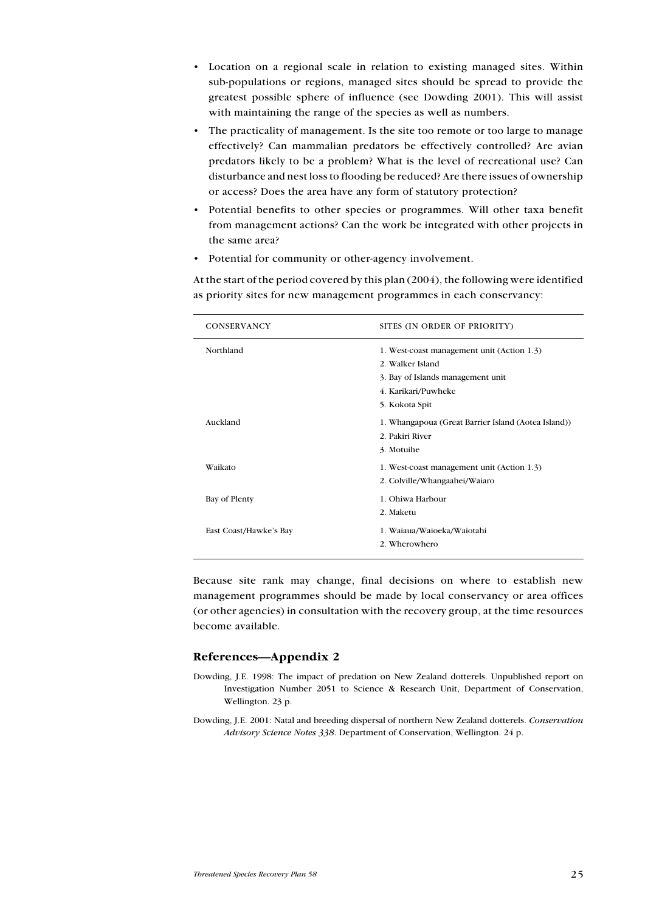- Location on a regional scale in relation to existing managed sites. Within sub-populations or regions, managed sites should be spread to provide the greatest possible sphere of influence (see Dowding 2001). This will assist with maintaining the range of the species as well as numbers.
- The practicality of management. Is the site too remote or too large to manage effectively? Can mammalian predators be effectively controlled? Are avian predators likely to be a problem? What is the level of recreational use? Can disturbance and nest loss to flooding be reduced? Are there issues of ownership or access? Does the area have any form of statutory protection?
- Potential benefits to other species or programmes. Will other taxa benefit from management actions? Can the work be integrated with other projects in the same area?
- Potential for community or other-agency involvement.

At the start of the period covered by this plan (2004), the following were identified as priority sites for new management programmes in each conservancy:

| CONSERVANCY | SITES (IN ORDER OF PRIORITY) |
| --- | --- |
| Northland | 1. West-coast management unit (Action 1.3)<br>2. Walker Island<br>3. Bay of Islands management unit<br>4. Karikari/Puwheke<br>5. Kokota Spit |
| Auckland | 1. Whangapoua (Great Barrier Island (Aotea Island))<br>2. Pakiri River<br>3. Motuihe |
| Waikato | 1. West-coast management unit (Action 1.3)<br>2. Colville/Whangaahei/Waiaro |
| Bay of Plenty | 1. Ohiwa Harbour<br>2. Maketu |
| East Coast/Hawke's Bay | 1. Waiaua/Waioeka/Waiotahi<br>2. Wherowhero |

Because site rank may change, final decisions on where to establish new management programmes should be made by local conservancy or area offices (or other agencies) in consultation with the recovery group, at the time resources become available.

## References—Appendix 2

Dowding, J.E. 1998: The impact of predation on New Zealand dotterels. Unpublished report on Investigation Number 2051 to Science & Research Unit, Department of Conservation, Wellington. 23 p.

Dowding, J.E. 2001: Natal and breeding dispersal of northern New Zealand dotterels. *Conservation Advisory Science Notes 338*. Department of Conservation, Wellington. 24 p.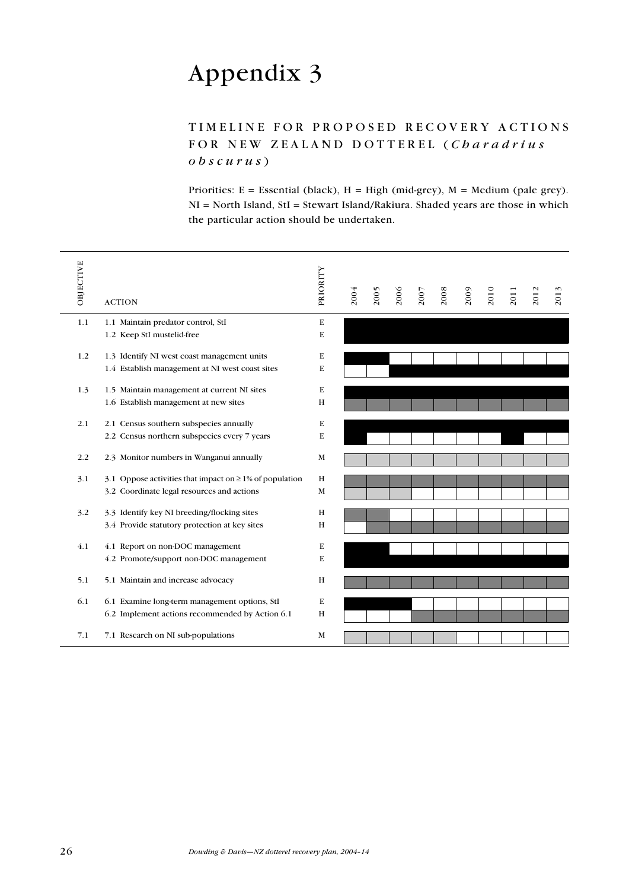# Appendix 3

## TIMELINE FOR PROPOSED RECOVERY ACTIONS FOR NEW ZEALAND DOTTEREL (*Charadrius obscurus*)

Priorities: E = Essential (black), H = High (mid-grey), M = Medium (pale grey). NI = North Island, StI = Stewart Island/Rakiura. Shaded years are those in which the particular action should be undertaken.

| OBJECTIVE | ACTION | PRIORITY | 2004 | 2005 | 2006 | 2007 | 2008 | 2009 | 2010 | 2011 | 2012 | 2013 |
|---|---|---|---|---|---|---|---|---|---|---|---|---|
| 1.1 | 1.1 Maintain predator control, StI | E | E | E | E | E | E | E | E | E | E | E |
| | 1.2 Keep StI mustelid-free | E | E | E | E | E | E | E | E | E | E | E |
| 1.2 | 1.3 Identify NI west coast management units | E | E | E | | | | | | | | |
| | 1.4 Establish management at NI west coast sites | E | | | E | E | E | E | E | E | E | E |
| 1.3 | 1.5 Maintain management at current NI sites | E | E | E | E | E | E | E | E | E | E | E |
| | 1.6 Establish management at new sites | H | H | H | H | H | H | H | H | H | H | H |
| 2.1 | 2.1 Census southern subspecies annually | E | E | E | E | E | E | E | E | E | E | E |
| | 2.2 Census northern subspecies every 7 years | E | E | | | | | | | E | | |
| 2.2 | 2.3 Monitor numbers in Wanganui annually | M | M | M | M | M | M | M | M | M | M | M |
| 3.1 | 3.1 Oppose activities that impact on ≥ 1% of population | H | H | H | H | H | H | H | H | H | H | H |
| | 3.2 Coordinate legal resources and actions | M | M | M | M | | | | | | | |
| 3.2 | 3.3 Identify key NI breeding/flocking sites | H | H | H | | | | | | | | |
| | 3.4 Provide statutory protection at key sites | H | | H | H | H | H | H | H | H | H | H |
| 4.1 | 4.1 Report on non-DOC management | E | E | E | | | | | | | | |
| | 4.2 Promote/support non-DOC management | E | E | E | E | E | E | E | E | E | E | E |
| 5.1 | 5.1 Maintain and increase advocacy | H | H | H | H | H | H | H | H | H | H | H |
| 6.1 | 6.1 Examine long-term management options, StI | E | E | E | E | | | | | | | |
| | 6.2 Implement actions recommended by Action 6.1 | H | | | | H | H | H | H | H | H | H |
| 7.1 | 7.1 Research on NI sub-populations | M | M | M | M | M | M | | | | | |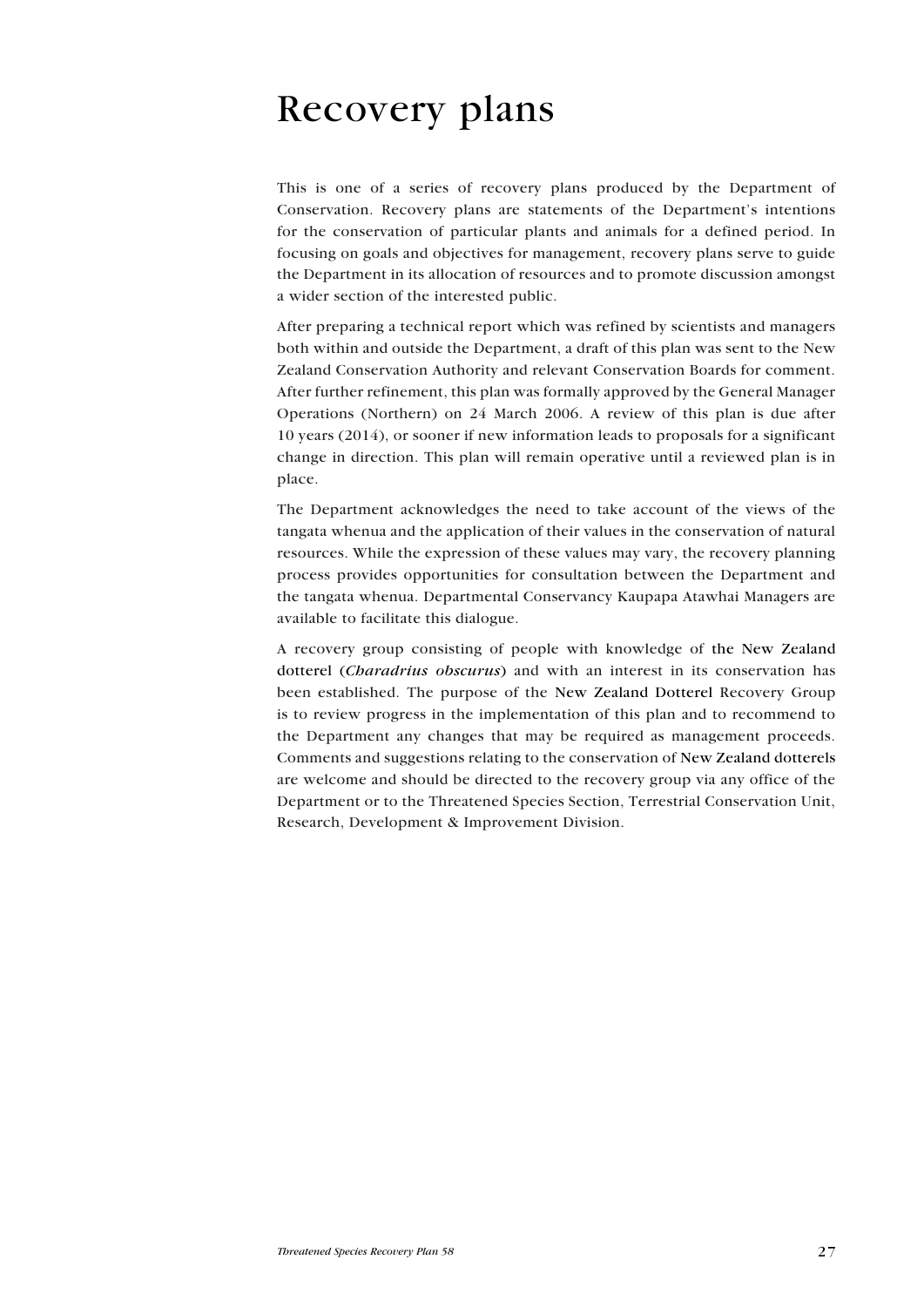# Recovery plans

This is one of a series of recovery plans produced by the Department of Conservation. Recovery plans are statements of the Department's intentions for the conservation of particular plants and animals for a defined period. In focusing on goals and objectives for management, recovery plans serve to guide the Department in its allocation of resources and to promote discussion amongst a wider section of the interested public.

After preparing a technical report which was refined by scientists and managers both within and outside the Department, a draft of this plan was sent to the New Zealand Conservation Authority and relevant Conservation Boards for comment. After further refinement, this plan was formally approved by the General Manager Operations (Northern) on 24 March 2006. A review of this plan is due after 10 years (2014), or sooner if new information leads to proposals for a significant change in direction. This plan will remain operative until a reviewed plan is in place.

The Department acknowledges the need to take account of the views of the tangata whenua and the application of their values in the conservation of natural resources. While the expression of these values may vary, the recovery planning process provides opportunities for consultation between the Department and the tangata whenua. Departmental Conservancy Kaupapa Atawhai Managers are available to facilitate this dialogue.

A recovery group consisting of people with knowledge of the New Zealand dotterel (*Charadrius obscurus*) and with an interest in its conservation has been established. The purpose of the New Zealand Dotterel Recovery Group is to review progress in the implementation of this plan and to recommend to the Department any changes that may be required as management proceeds. Comments and suggestions relating to the conservation of New Zealand dotterels are welcome and should be directed to the recovery group via any office of the Department or to the Threatened Species Section, Terrestrial Conservation Unit, Research, Development & Improvement Division.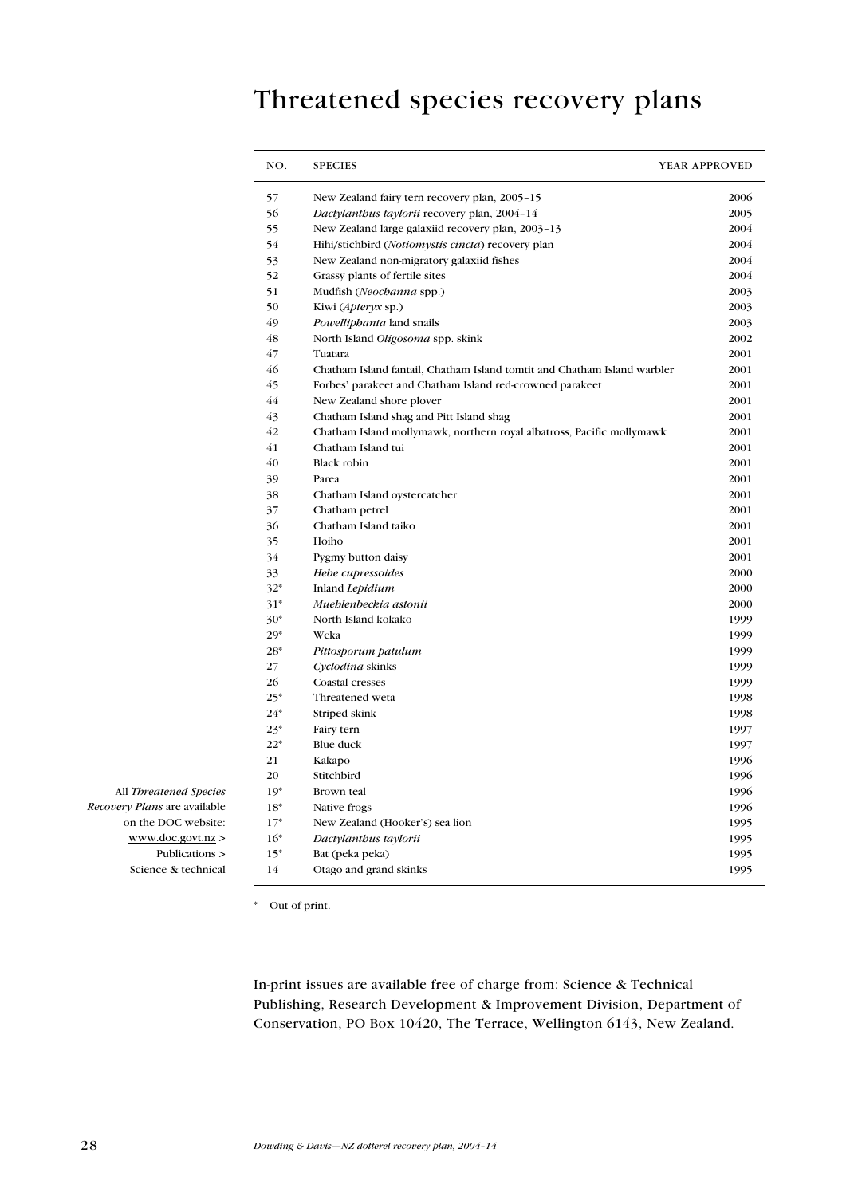# Threatened species recovery plans

All *Threatened Species Recovery Plans* are available on the DOC website: www.doc.govt.nz > Publications > Science & technical

| NO. | SPECIES | YEAR APPROVED |
|---|---|---|
| 57 | New Zealand fairy tern recovery plan, 2005–15 | 2006 |
| 56 | *Dactylanthus taylorii* recovery plan, 2004–14 | 2005 |
| 55 | New Zealand large galaxiid recovery plan, 2003–13 | 2004 |
| 54 | Hihi/stichbird (*Notiomystis cincta*) recovery plan | 2004 |
| 53 | New Zealand non-migratory galaxiid fishes | 2004 |
| 52 | Grassy plants of fertile sites | 2004 |
| 51 | Mudfish (*Neochanna* spp.) | 2003 |
| 50 | Kiwi (*Apteryx* sp.) | 2003 |
| 49 | *Powelliphanta* land snails | 2003 |
| 48 | North Island *Oligosoma* spp. skink | 2002 |
| 47 | Tuatara | 2001 |
| 46 | Chatham Island fantail, Chatham Island tomtit and Chatham Island warbler | 2001 |
| 45 | Forbes' parakeet and Chatham Island red-crowned parakeet | 2001 |
| 44 | New Zealand shore plover | 2001 |
| 43 | Chatham Island shag and Pitt Island shag | 2001 |
| 42 | Chatham Island mollymawk, northern royal albatross, Pacific mollymawk | 2001 |
| 41 | Chatham Island tui | 2001 |
| 40 | Black robin | 2001 |
| 39 | Parea | 2001 |
| 38 | Chatham Island oystercatcher | 2001 |
| 37 | Chatham petrel | 2001 |
| 36 | Chatham Island taiko | 2001 |
| 35 | Hoiho | 2001 |
| 34 | Pygmy button daisy | 2001 |
| 33 | *Hebe cupressoides* | 2000 |
| 32* | Inland *Lepidium* | 2000 |
| 31* | *Muehlenbeckia astonii* | 2000 |
| 30* | North Island kokako | 1999 |
| 29* | Weka | 1999 |
| 28* | *Pittosporum patulum* | 1999 |
| 27 | *Cyclodina* skinks | 1999 |
| 26 | Coastal cresses | 1999 |
| 25* | Threatened weta | 1998 |
| 24* | Striped skink | 1998 |
| 23* | Fairy tern | 1997 |
| 22* | Blue duck | 1997 |
| 21 | Kakapo | 1996 |
| 20 | Stitchbird | 1996 |
| 19* | Brown teal | 1996 |
| 18* | Native frogs | 1996 |
| 17* | New Zealand (Hooker's) sea lion | 1995 |
| 16* | *Dactylanthus taylorii* | 1995 |
| 15* | Bat (peka peka) | 1995 |
| 14 | Otago and grand skinks | 1995 |

\* Out of print.

In-print issues are available free of charge from: Science & Technical Publishing, Research Development & Improvement Division, Department of Conservation, PO Box 10420, The Terrace, Wellington 6143, New Zealand.